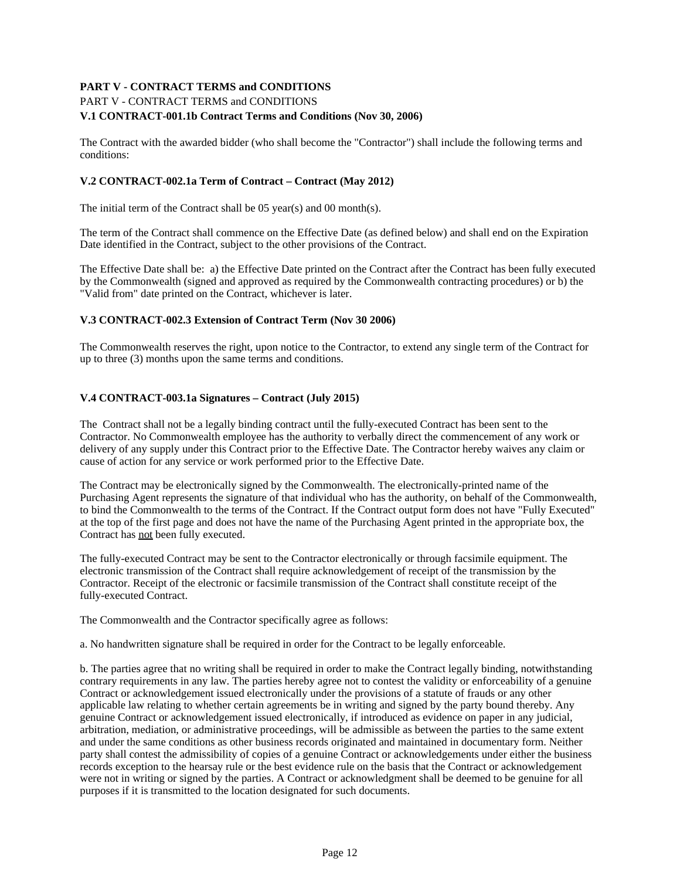**PART V - CONTRACT TERMS and CONDITIONS**

PART V - CONTRACT TERMS and CONDITIONS

**V.1 CONTRACT-001.1b Contract Terms and Conditions (Nov 30, 2006)**

The Contract with the awarded bidder (who shall become the "Contractor") shall include the following terms and conditions:

**V.2 CONTRACT-002.1a Term of Contract – Contract (May 2012)**

The initial term of the Contract shall be 05 year(s) and 00 month(s).

The term of the Contract shall commence on the Effective Date (as defined below) and shall end on the Expiration Date identified in the Contract, subject to the other provisions of the Contract.

The Effective Date shall be: a) the Effective Date printed on the Contract after the Contract has been fully executed by the Commonwealth (signed and approved as required by the Commonwealth contracting procedures) or b) the "Valid from" date printed on the Contract, whichever is later.

**V.3 CONTRACT-002.3 Extension of Contract Term (Nov 30 2006)**

The Commonwealth reserves the right, upon notice to the Contractor, to extend any single term of the Contract for up to three (3) months upon the same terms and conditions.

**V.4 CONTRACT-003.1a Signatures – Contract (July 2015)**

The Contract shall not be a legally binding contract until the fully-executed Contract has been sent to the Contractor. No Commonwealth employee has the authority to verbally direct the commencement of any work or delivery of any supply under this Contract prior to the Effective Date. The Contractor hereby waives any claim or cause of action for any service or work performed prior to the Effective Date.

The Contract may be electronically signed by the Commonwealth. The electronically-printed name of the Purchasing Agent represents the signature of that individual who has the authority, on behalf of the Commonwealth, to bind the Commonwealth to the terms of the Contract. If the Contract output form does not have "Fully Executed" at the top of the first page and does not have the name of the Purchasing Agent printed in the appropriate box, the Contract has not been fully executed.

The fully-executed Contract may be sent to the Contractor electronically or through facsimile equipment. The electronic transmission of the Contract shall require acknowledgement of receipt of the transmission by the Contractor. Receipt of the electronic or facsimile transmission of the Contract shall constitute receipt of the fully-executed Contract.

The Commonwealth and the Contractor specifically agree as follows:

a. No handwritten signature shall be required in order for the Contract to be legally enforceable.

b. The parties agree that no writing shall be required in order to make the Contract legally binding, notwithstanding contrary requirements in any law. The parties hereby agree not to contest the validity or enforceability of a genuine Contract or acknowledgement issued electronically under the provisions of a statute of frauds or any other applicable law relating to whether certain agreements be in writing and signed by the party bound thereby. Any genuine Contract or acknowledgement issued electronically, if introduced as evidence on paper in any judicial, arbitration, mediation, or administrative proceedings, will be admissible as between the parties to the same extent and under the same conditions as other business records originated and maintained in documentary form. Neither party shall contest the admissibility of copies of a genuine Contract or acknowledgements under either the business records exception to the hearsay rule or the best evidence rule on the basis that the Contract or acknowledgement were not in writing or signed by the parties. A Contract or acknowledgment shall be deemed to be genuine for all purposes if it is transmitted to the location designated for such documents.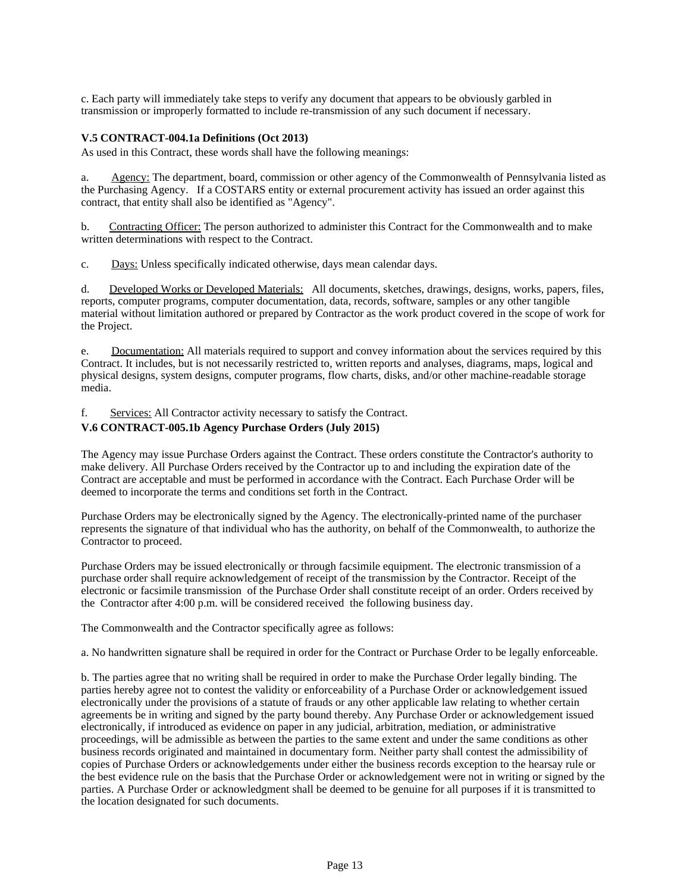c. Each party will immediately take steps to verify any document that appears to be obviously garbled in transmission or improperly formatted to include re-transmission of any such document if necessary.

**V.5 CONTRACT-004.1a Definitions (Oct 2013)**

As used in this Contract, these words shall have the following meanings:

a. Agency: The department, board, commission or other agency of the Commonwealth of Pennsylvania listed as the Purchasing Agency. If a COSTARS entity or external procurement activity has issued an order against this contract, that entity shall also be identified as "Agency".

b. Contracting Officer: The person authorized to administer this Contract for the Commonwealth and to make written determinations with respect to the Contract.

c. Days: Unless specifically indicated otherwise, days mean calendar days.

d. Developed Works or Developed Materials: All documents, sketches, drawings, designs, works, papers, files, reports, computer programs, computer documentation, data, records, software, samples or any other tangible material without limitation authored or prepared by Contractor as the work product covered in the scope of work for the Project.

e. Documentation: All materials required to support and convey information about the services required by this Contract. It includes, but is not necessarily restricted to, written reports and analyses, diagrams, maps, logical and physical designs, system designs, computer programs, flow charts, disks, and/or other machine-readable storage media.

f. Services: All Contractor activity necessary to satisfy the Contract.

**V.6 CONTRACT-005.1b Agency Purchase Orders (July 2015)**

The Agency may issue Purchase Orders against the Contract. These orders constitute the Contractor's authority to make delivery. All Purchase Orders received by the Contractor up to and including the expiration date of the Contract are acceptable and must be performed in accordance with the Contract. Each Purchase Order will be deemed to incorporate the terms and conditions set forth in the Contract.

Purchase Orders may be electronically signed by the Agency. The electronically-printed name of the purchaser represents the signature of that individual who has the authority, on behalf of the Commonwealth, to authorize the Contractor to proceed.

Purchase Orders may be issued electronically or through facsimile equipment. The electronic transmission of a purchase order shall require acknowledgement of receipt of the transmission by the Contractor. Receipt of the electronic or facsimile transmission of the Purchase Order shall constitute receipt of an order. Orders received by the Contractor after 4:00 p.m. will be considered received the following business day.

The Commonwealth and the Contractor specifically agree as follows:

a. No handwritten signature shall be required in order for the Contract or Purchase Order to be legally enforceable.

b. The parties agree that no writing shall be required in order to make the Purchase Order legally binding. The parties hereby agree not to contest the validity or enforceability of a Purchase Order or acknowledgement issued electronically under the provisions of a statute of frauds or any other applicable law relating to whether certain agreements be in writing and signed by the party bound thereby. Any Purchase Order or acknowledgement issued electronically, if introduced as evidence on paper in any judicial, arbitration, mediation, or administrative proceedings, will be admissible as between the parties to the same extent and under the same conditions as other business records originated and maintained in documentary form. Neither party shall contest the admissibility of copies of Purchase Orders or acknowledgements under either the business records exception to the hearsay rule or the best evidence rule on the basis that the Purchase Order or acknowledgement were not in writing or signed by the parties. A Purchase Order or acknowledgment shall be deemed to be genuine for all purposes if it is transmitted to the location designated for such documents.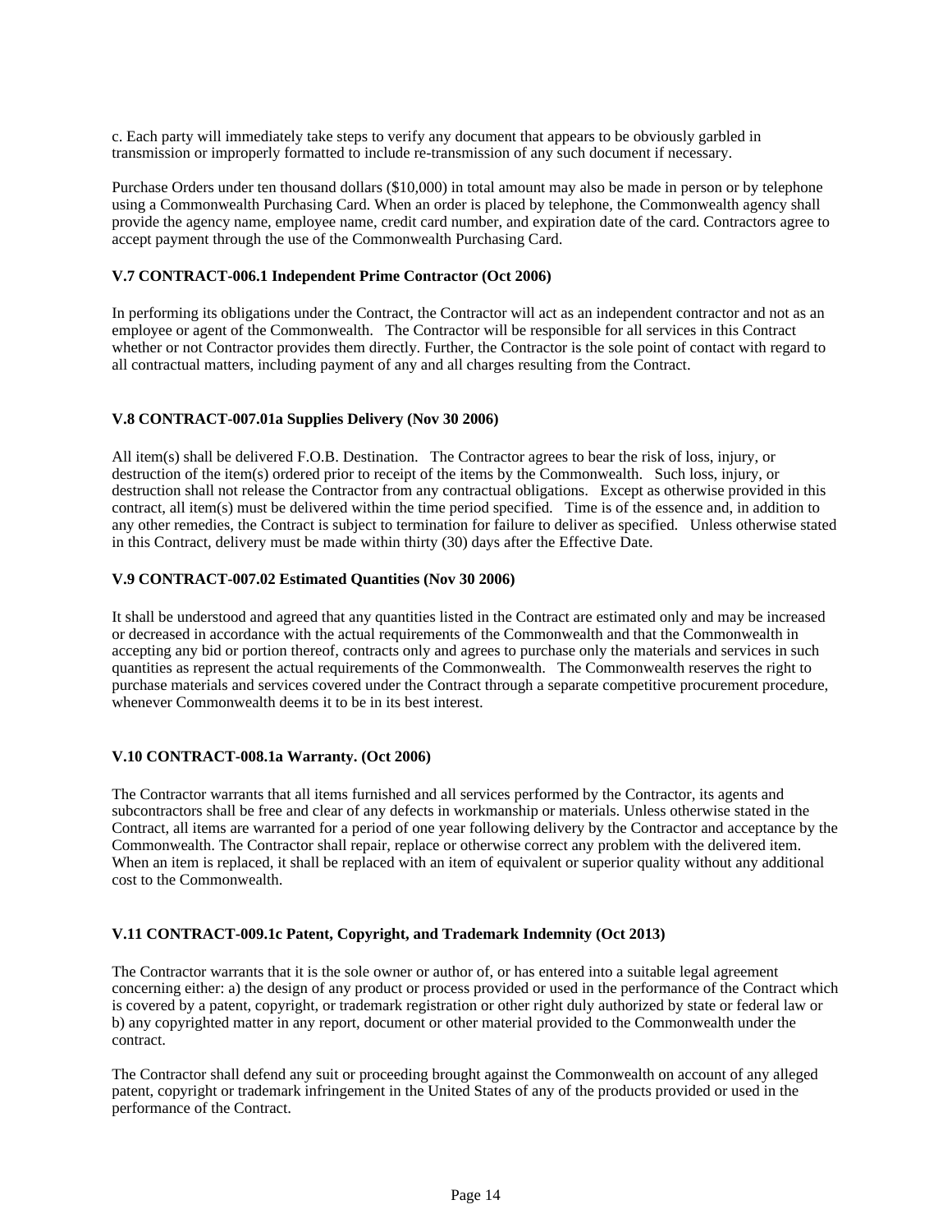c. Each party will immediately take steps to verify any document that appears to be obviously garbled in transmission or improperly formatted to include re-transmission of any such document if necessary.

Purchase Orders under ten thousand dollars ($10,000) in total amount may also be made in person or by telephone using a Commonwealth Purchasing Card. When an order is placed by telephone, the Commonwealth agency shall provide the agency name, employee name, credit card number, and expiration date of the card. Contractors agree to accept payment through the use of the Commonwealth Purchasing Card.

### V.7 CONTRACT-006.1 Independent Prime Contractor (Oct 2006)

In performing its obligations under the Contract, the Contractor will act as an independent contractor and not as an employee or agent of the Commonwealth. The Contractor will be responsible for all services in this Contract whether or not Contractor provides them directly. Further, the Contractor is the sole point of contact with regard to all contractual matters, including payment of any and all charges resulting from the Contract.

### V.8 CONTRACT-007.01a Supplies Delivery (Nov 30 2006)

All item(s) shall be delivered F.O.B. Destination. The Contractor agrees to bear the risk of loss, injury, or destruction of the item(s) ordered prior to receipt of the items by the Commonwealth. Such loss, injury, or destruction shall not release the Contractor from any contractual obligations. Except as otherwise provided in this contract, all item(s) must be delivered within the time period specified. Time is of the essence and, in addition to any other remedies, the Contract is subject to termination for failure to deliver as specified. Unless otherwise stated in this Contract, delivery must be made within thirty (30) days after the Effective Date.

### V.9 CONTRACT-007.02 Estimated Quantities (Nov 30 2006)

It shall be understood and agreed that any quantities listed in the Contract are estimated only and may be increased or decreased in accordance with the actual requirements of the Commonwealth and that the Commonwealth in accepting any bid or portion thereof, contracts only and agrees to purchase only the materials and services in such quantities as represent the actual requirements of the Commonwealth. The Commonwealth reserves the right to purchase materials and services covered under the Contract through a separate competitive procurement procedure, whenever Commonwealth deems it to be in its best interest.

### V.10 CONTRACT-008.1a Warranty. (Oct 2006)

The Contractor warrants that all items furnished and all services performed by the Contractor, its agents and subcontractors shall be free and clear of any defects in workmanship or materials. Unless otherwise stated in the Contract, all items are warranted for a period of one year following delivery by the Contractor and acceptance by the Commonwealth. The Contractor shall repair, replace or otherwise correct any problem with the delivered item. When an item is replaced, it shall be replaced with an item of equivalent or superior quality without any additional cost to the Commonwealth.

### V.11 CONTRACT-009.1c Patent, Copyright, and Trademark Indemnity (Oct 2013)

The Contractor warrants that it is the sole owner or author of, or has entered into a suitable legal agreement concerning either: a) the design of any product or process provided or used in the performance of the Contract which is covered by a patent, copyright, or trademark registration or other right duly authorized by state or federal law or b) any copyrighted matter in any report, document or other material provided to the Commonwealth under the contract.

The Contractor shall defend any suit or proceeding brought against the Commonwealth on account of any alleged patent, copyright or trademark infringement in the United States of any of the products provided or used in the performance of the Contract.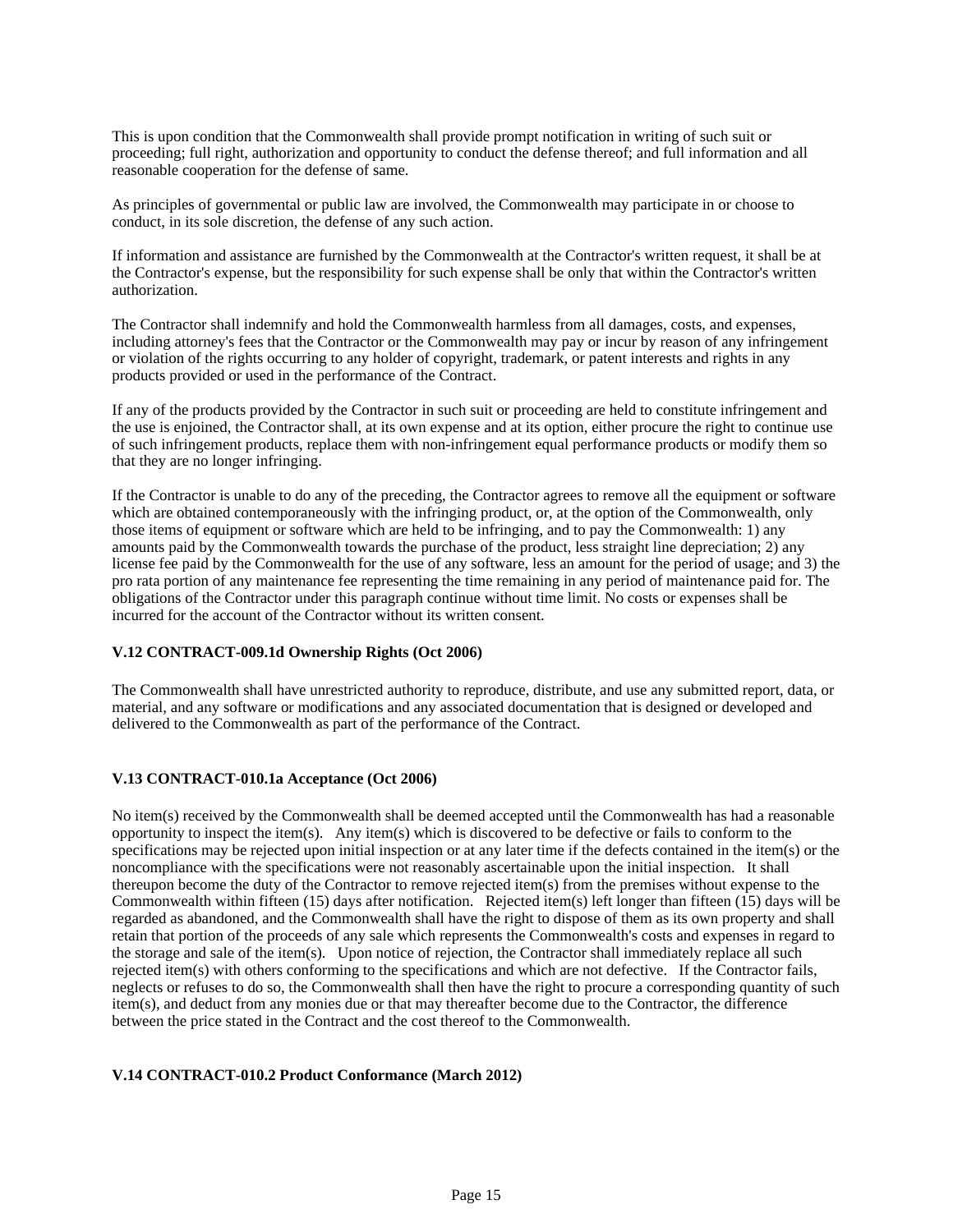This is upon condition that the Commonwealth shall provide prompt notification in writing of such suit or proceeding; full right, authorization and opportunity to conduct the defense thereof; and full information and all reasonable cooperation for the defense of same.

As principles of governmental or public law are involved, the Commonwealth may participate in or choose to conduct, in its sole discretion, the defense of any such action.

If information and assistance are furnished by the Commonwealth at the Contractor's written request, it shall be at the Contractor's expense, but the responsibility for such expense shall be only that within the Contractor's written authorization.

The Contractor shall indemnify and hold the Commonwealth harmless from all damages, costs, and expenses, including attorney's fees that the Contractor or the Commonwealth may pay or incur by reason of any infringement or violation of the rights occurring to any holder of copyright, trademark, or patent interests and rights in any products provided or used in the performance of the Contract.

If any of the products provided by the Contractor in such suit or proceeding are held to constitute infringement and the use is enjoined, the Contractor shall, at its own expense and at its option, either procure the right to continue use of such infringement products, replace them with non-infringement equal performance products or modify them so that they are no longer infringing.

If the Contractor is unable to do any of the preceding, the Contractor agrees to remove all the equipment or software which are obtained contemporaneously with the infringing product, or, at the option of the Commonwealth, only those items of equipment or software which are held to be infringing, and to pay the Commonwealth: 1) any amounts paid by the Commonwealth towards the purchase of the product, less straight line depreciation; 2) any license fee paid by the Commonwealth for the use of any software, less an amount for the period of usage; and 3) the pro rata portion of any maintenance fee representing the time remaining in any period of maintenance paid for. The obligations of the Contractor under this paragraph continue without time limit. No costs or expenses shall be incurred for the account of the Contractor without its written consent.

**V.12 CONTRACT-009.1d Ownership Rights (Oct 2006)**

The Commonwealth shall have unrestricted authority to reproduce, distribute, and use any submitted report, data, or material, and any software or modifications and any associated documentation that is designed or developed and delivered to the Commonwealth as part of the performance of the Contract.

**V.13 CONTRACT-010.1a Acceptance (Oct 2006)**

No item(s) received by the Commonwealth shall be deemed accepted until the Commonwealth has had a reasonable opportunity to inspect the item(s). Any item(s) which is discovered to be defective or fails to conform to the specifications may be rejected upon initial inspection or at any later time if the defects contained in the item(s) or the noncompliance with the specifications were not reasonably ascertainable upon the initial inspection. It shall thereupon become the duty of the Contractor to remove rejected item(s) from the premises without expense to the Commonwealth within fifteen (15) days after notification. Rejected item(s) left longer than fifteen (15) days will be regarded as abandoned, and the Commonwealth shall have the right to dispose of them as its own property and shall retain that portion of the proceeds of any sale which represents the Commonwealth's costs and expenses in regard to the storage and sale of the item(s). Upon notice of rejection, the Contractor shall immediately replace all such rejected item(s) with others conforming to the specifications and which are not defective. If the Contractor fails, neglects or refuses to do so, the Commonwealth shall then have the right to procure a corresponding quantity of such item(s), and deduct from any monies due or that may thereafter become due to the Contractor, the difference between the price stated in the Contract and the cost thereof to the Commonwealth.

**V.14 CONTRACT-010.2 Product Conformance (March 2012)**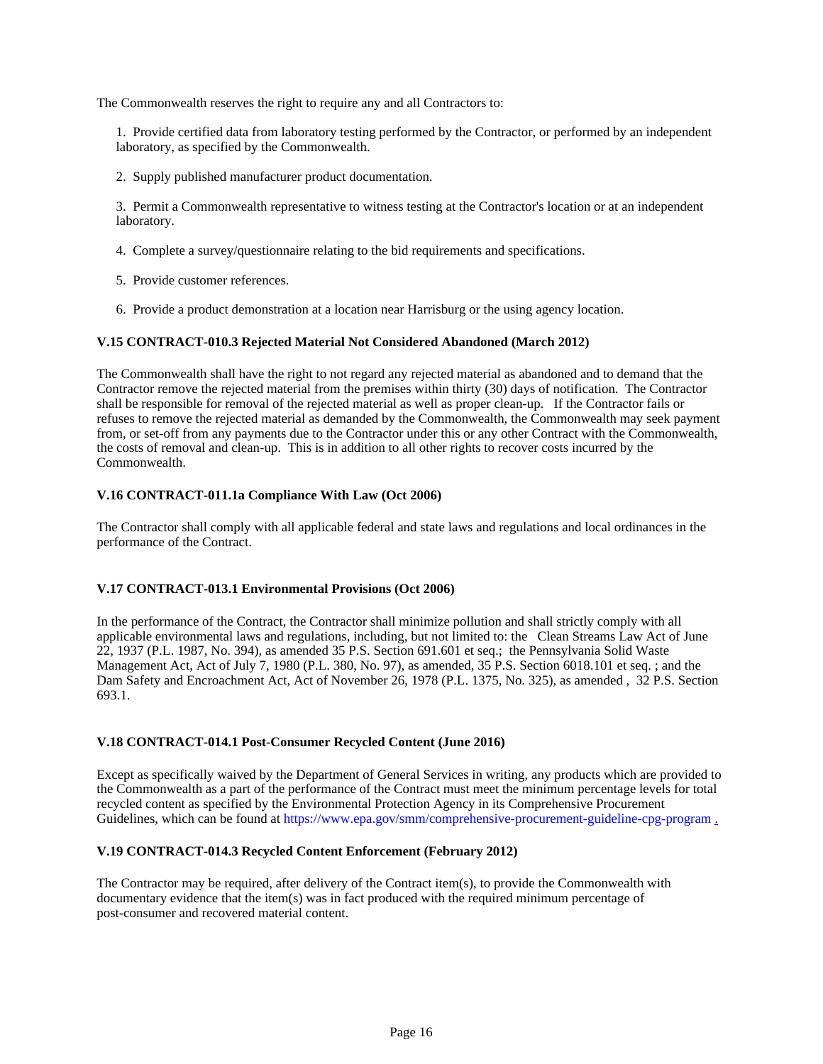The Commonwealth reserves the right to require any and all Contractors to:

1. Provide certified data from laboratory testing performed by the Contractor, or performed by an independent laboratory, as specified by the Commonwealth.

2. Supply published manufacturer product documentation.

3. Permit a Commonwealth representative to witness testing at the Contractor's location or at an independent laboratory.

4. Complete a survey/questionnaire relating to the bid requirements and specifications.

5. Provide customer references.

6. Provide a product demonstration at a location near Harrisburg or the using agency location.

**V.15 CONTRACT-010.3 Rejected Material Not Considered Abandoned (March 2012)**

The Commonwealth shall have the right to not regard any rejected material as abandoned and to demand that the Contractor remove the rejected material from the premises within thirty (30) days of notification. The Contractor shall be responsible for removal of the rejected material as well as proper clean-up. If the Contractor fails or refuses to remove the rejected material as demanded by the Commonwealth, the Commonwealth may seek payment from, or set-off from any payments due to the Contractor under this or any other Contract with the Commonwealth, the costs of removal and clean-up. This is in addition to all other rights to recover costs incurred by the Commonwealth.

**V.16 CONTRACT-011.1a Compliance With Law (Oct 2006)**

The Contractor shall comply with all applicable federal and state laws and regulations and local ordinances in the performance of the Contract.

**V.17 CONTRACT-013.1 Environmental Provisions (Oct 2006)**

In the performance of the Contract, the Contractor shall minimize pollution and shall strictly comply with all applicable environmental laws and regulations, including, but not limited to: the Clean Streams Law Act of June 22, 1937 (P.L. 1987, No. 394), as amended 35 P.S. Section 691.601 et seq.; the Pennsylvania Solid Waste Management Act, Act of July 7, 1980 (P.L. 380, No. 97), as amended, 35 P.S. Section 6018.101 et seq. ; and the Dam Safety and Encroachment Act, Act of November 26, 1978 (P.L. 1375, No. 325), as amended , 32 P.S. Section 693.1.

**V.18 CONTRACT-014.1 Post-Consumer Recycled Content (June 2016)**

Except as specifically waived by the Department of General Services in writing, any products which are provided to the Commonwealth as a part of the performance of the Contract must meet the minimum percentage levels for total recycled content as specified by the Environmental Protection Agency in its Comprehensive Procurement Guidelines, which can be found at https://www.epa.gov/smm/comprehensive-procurement-guideline-cpg-program .

**V.19 CONTRACT-014.3 Recycled Content Enforcement (February 2012)**

The Contractor may be required, after delivery of the Contract item(s), to provide the Commonwealth with documentary evidence that the item(s) was in fact produced with the required minimum percentage of post-consumer and recovered material content.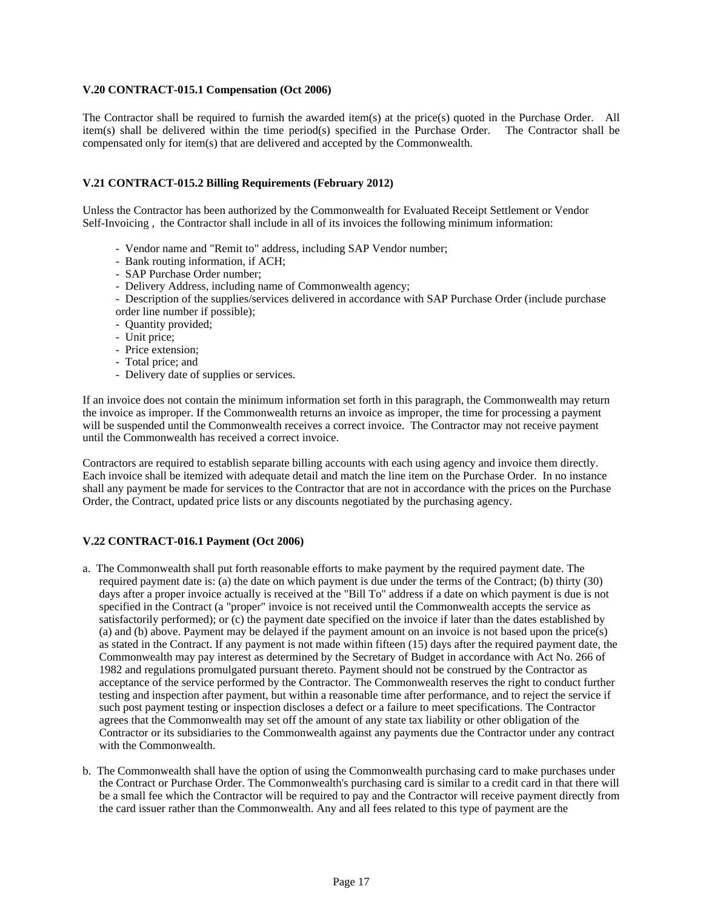### V.20 CONTRACT-015.1 Compensation (Oct 2006)

The Contractor shall be required to furnish the awarded item(s) at the price(s) quoted in the Purchase Order. All item(s) shall be delivered within the time period(s) specified in the Purchase Order. The Contractor shall be compensated only for item(s) that are delivered and accepted by the Commonwealth.

### V.21 CONTRACT-015.2 Billing Requirements (February 2012)

Unless the Contractor has been authorized by the Commonwealth for Evaluated Receipt Settlement or Vendor Self-Invoicing , the Contractor shall include in all of its invoices the following minimum information:

- Vendor name and "Remit to" address, including SAP Vendor number;
- Bank routing information, if ACH;
- SAP Purchase Order number;
- Delivery Address, including name of Commonwealth agency;
- Description of the supplies/services delivered in accordance with SAP Purchase Order (include purchase order line number if possible);
- Quantity provided;
- Unit price;
- Price extension;
- Total price; and
- Delivery date of supplies or services.

If an invoice does not contain the minimum information set forth in this paragraph, the Commonwealth may return the invoice as improper. If the Commonwealth returns an invoice as improper, the time for processing a payment will be suspended until the Commonwealth receives a correct invoice. The Contractor may not receive payment until the Commonwealth has received a correct invoice.

Contractors are required to establish separate billing accounts with each using agency and invoice them directly. Each invoice shall be itemized with adequate detail and match the line item on the Purchase Order. In no instance shall any payment be made for services to the Contractor that are not in accordance with the prices on the Purchase Order, the Contract, updated price lists or any discounts negotiated by the purchasing agency.

### V.22 CONTRACT-016.1 Payment (Oct 2006)

a. The Commonwealth shall put forth reasonable efforts to make payment by the required payment date. The required payment date is: (a) the date on which payment is due under the terms of the Contract; (b) thirty (30) days after a proper invoice actually is received at the "Bill To" address if a date on which payment is due is not specified in the Contract (a "proper" invoice is not received until the Commonwealth accepts the service as satisfactorily performed); or (c) the payment date specified on the invoice if later than the dates established by (a) and (b) above. Payment may be delayed if the payment amount on an invoice is not based upon the price(s) as stated in the Contract. If any payment is not made within fifteen (15) days after the required payment date, the Commonwealth may pay interest as determined by the Secretary of Budget in accordance with Act No. 266 of 1982 and regulations promulgated pursuant thereto. Payment should not be construed by the Contractor as acceptance of the service performed by the Contractor. The Commonwealth reserves the right to conduct further testing and inspection after payment, but within a reasonable time after performance, and to reject the service if such post payment testing or inspection discloses a defect or a failure to meet specifications. The Contractor agrees that the Commonwealth may set off the amount of any state tax liability or other obligation of the Contractor or its subsidiaries to the Commonwealth against any payments due the Contractor under any contract with the Commonwealth.

b. The Commonwealth shall have the option of using the Commonwealth purchasing card to make purchases under the Contract or Purchase Order. The Commonwealth's purchasing card is similar to a credit card in that there will be a small fee which the Contractor will be required to pay and the Contractor will receive payment directly from the card issuer rather than the Commonwealth. Any and all fees related to this type of payment are the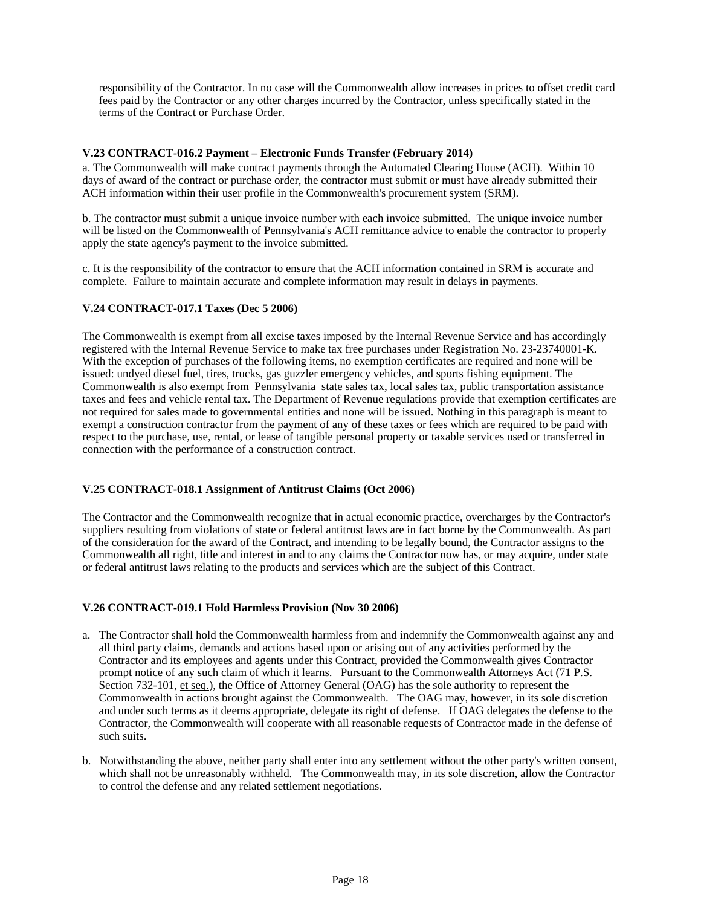responsibility of the Contractor. In no case will the Commonwealth allow increases in prices to offset credit card fees paid by the Contractor or any other charges incurred by the Contractor, unless specifically stated in the terms of the Contract or Purchase Order.

**V.23 CONTRACT-016.2 Payment – Electronic Funds Transfer (February 2014)**

a. The Commonwealth will make contract payments through the Automated Clearing House (ACH). Within 10 days of award of the contract or purchase order, the contractor must submit or must have already submitted their ACH information within their user profile in the Commonwealth's procurement system (SRM).

b. The contractor must submit a unique invoice number with each invoice submitted. The unique invoice number will be listed on the Commonwealth of Pennsylvania's ACH remittance advice to enable the contractor to properly apply the state agency's payment to the invoice submitted.

c. It is the responsibility of the contractor to ensure that the ACH information contained in SRM is accurate and complete. Failure to maintain accurate and complete information may result in delays in payments.

**V.24 CONTRACT-017.1 Taxes (Dec 5 2006)**

The Commonwealth is exempt from all excise taxes imposed by the Internal Revenue Service and has accordingly registered with the Internal Revenue Service to make tax free purchases under Registration No. 23-23740001-K. With the exception of purchases of the following items, no exemption certificates are required and none will be issued: undyed diesel fuel, tires, trucks, gas guzzler emergency vehicles, and sports fishing equipment. The Commonwealth is also exempt from Pennsylvania state sales tax, local sales tax, public transportation assistance taxes and fees and vehicle rental tax. The Department of Revenue regulations provide that exemption certificates are not required for sales made to governmental entities and none will be issued. Nothing in this paragraph is meant to exempt a construction contractor from the payment of any of these taxes or fees which are required to be paid with respect to the purchase, use, rental, or lease of tangible personal property or taxable services used or transferred in connection with the performance of a construction contract.

**V.25 CONTRACT-018.1 Assignment of Antitrust Claims (Oct 2006)**

The Contractor and the Commonwealth recognize that in actual economic practice, overcharges by the Contractor's suppliers resulting from violations of state or federal antitrust laws are in fact borne by the Commonwealth. As part of the consideration for the award of the Contract, and intending to be legally bound, the Contractor assigns to the Commonwealth all right, title and interest in and to any claims the Contractor now has, or may acquire, under state or federal antitrust laws relating to the products and services which are the subject of this Contract.

**V.26 CONTRACT-019.1 Hold Harmless Provision (Nov 30 2006)**

a. The Contractor shall hold the Commonwealth harmless from and indemnify the Commonwealth against any and all third party claims, demands and actions based upon or arising out of any activities performed by the Contractor and its employees and agents under this Contract, provided the Commonwealth gives Contractor prompt notice of any such claim of which it learns. Pursuant to the Commonwealth Attorneys Act (71 P.S. Section 732-101, et seq.), the Office of Attorney General (OAG) has the sole authority to represent the Commonwealth in actions brought against the Commonwealth. The OAG may, however, in its sole discretion and under such terms as it deems appropriate, delegate its right of defense. If OAG delegates the defense to the Contractor, the Commonwealth will cooperate with all reasonable requests of Contractor made in the defense of such suits.

b. Notwithstanding the above, neither party shall enter into any settlement without the other party's written consent, which shall not be unreasonably withheld. The Commonwealth may, in its sole discretion, allow the Contractor to control the defense and any related settlement negotiations.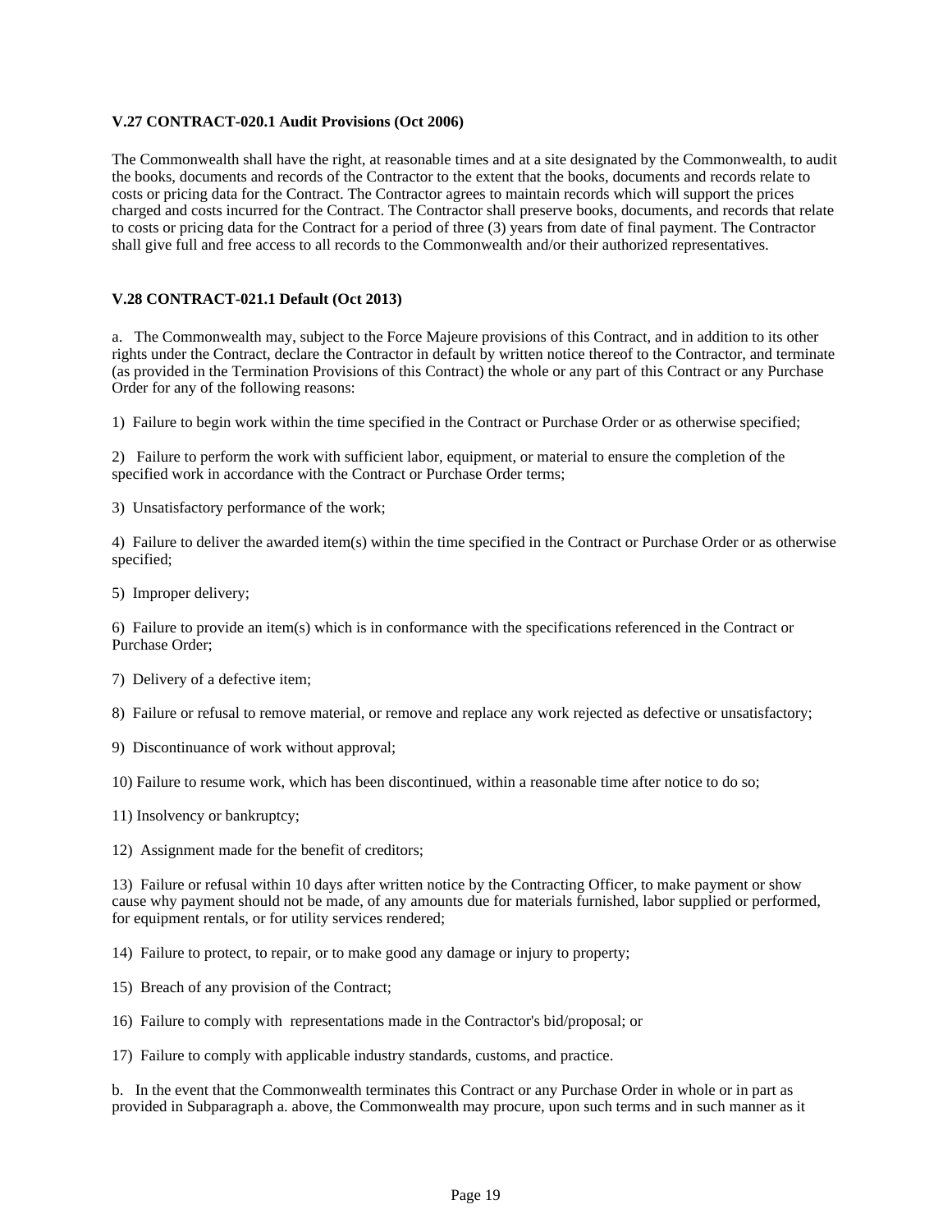**V.27 CONTRACT-020.1 Audit Provisions (Oct 2006)**

The Commonwealth shall have the right, at reasonable times and at a site designated by the Commonwealth, to audit the books, documents and records of the Contractor to the extent that the books, documents and records relate to costs or pricing data for the Contract. The Contractor agrees to maintain records which will support the prices charged and costs incurred for the Contract. The Contractor shall preserve books, documents, and records that relate to costs or pricing data for the Contract for a period of three (3) years from date of final payment. The Contractor shall give full and free access to all records to the Commonwealth and/or their authorized representatives.

**V.28 CONTRACT-021.1 Default (Oct 2013)**

a. The Commonwealth may, subject to the Force Majeure provisions of this Contract, and in addition to its other rights under the Contract, declare the Contractor in default by written notice thereof to the Contractor, and terminate (as provided in the Termination Provisions of this Contract) the whole or any part of this Contract or any Purchase Order for any of the following reasons:

1) Failure to begin work within the time specified in the Contract or Purchase Order or as otherwise specified;

2) Failure to perform the work with sufficient labor, equipment, or material to ensure the completion of the specified work in accordance with the Contract or Purchase Order terms;

3) Unsatisfactory performance of the work;

4) Failure to deliver the awarded item(s) within the time specified in the Contract or Purchase Order or as otherwise specified;

5) Improper delivery;

6) Failure to provide an item(s) which is in conformance with the specifications referenced in the Contract or Purchase Order;

7) Delivery of a defective item;

8) Failure or refusal to remove material, or remove and replace any work rejected as defective or unsatisfactory;

9) Discontinuance of work without approval;

10) Failure to resume work, which has been discontinued, within a reasonable time after notice to do so;

11) Insolvency or bankruptcy;

12) Assignment made for the benefit of creditors;

13) Failure or refusal within 10 days after written notice by the Contracting Officer, to make payment or show cause why payment should not be made, of any amounts due for materials furnished, labor supplied or performed, for equipment rentals, or for utility services rendered;

14) Failure to protect, to repair, or to make good any damage or injury to property;

15) Breach of any provision of the Contract;

16) Failure to comply with representations made in the Contractor's bid/proposal; or

17) Failure to comply with applicable industry standards, customs, and practice.

b. In the event that the Commonwealth terminates this Contract or any Purchase Order in whole or in part as provided in Subparagraph a. above, the Commonwealth may procure, upon such terms and in such manner as it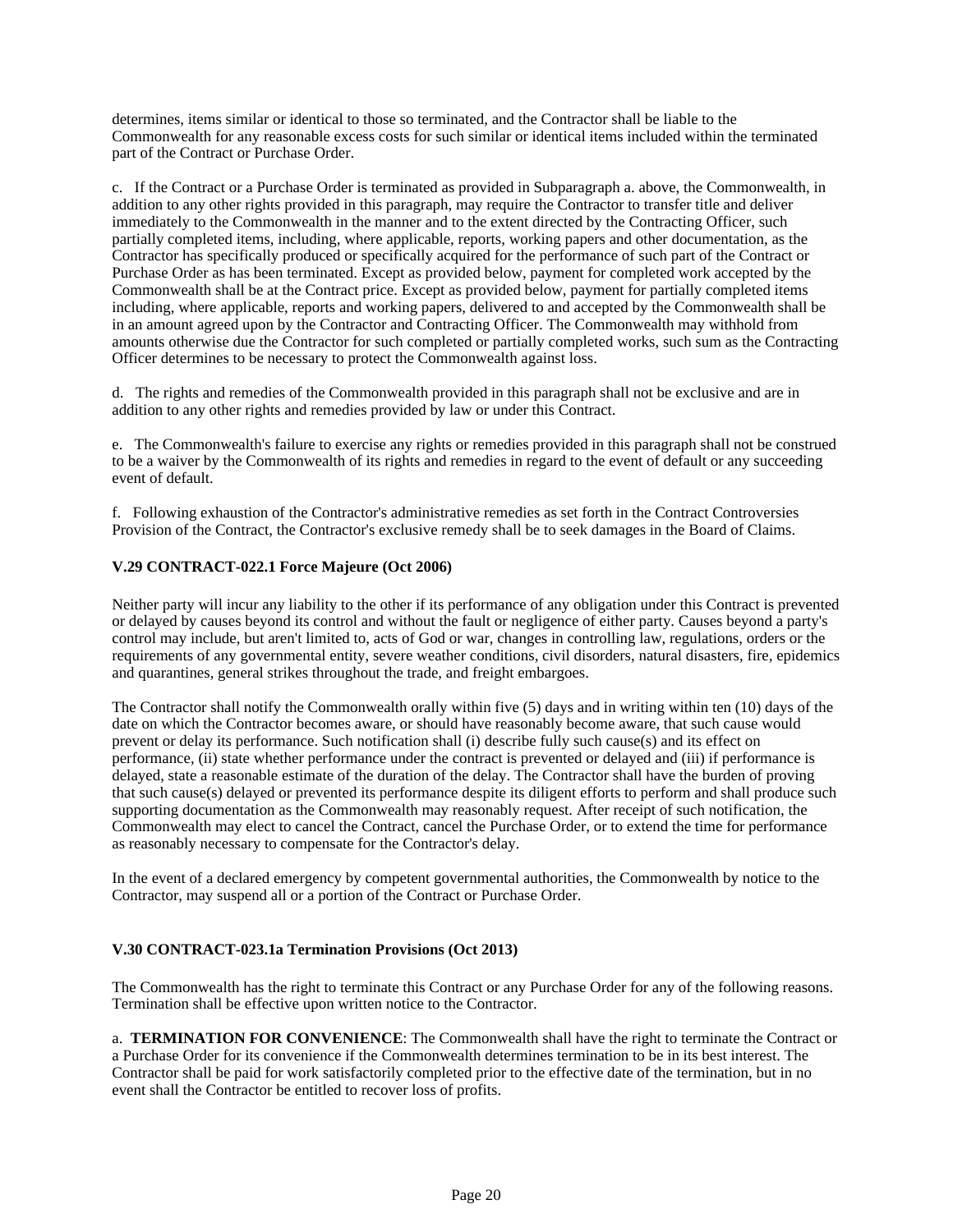determines, items similar or identical to those so terminated, and the Contractor shall be liable to the Commonwealth for any reasonable excess costs for such similar or identical items included within the terminated part of the Contract or Purchase Order.

c. If the Contract or a Purchase Order is terminated as provided in Subparagraph a. above, the Commonwealth, in addition to any other rights provided in this paragraph, may require the Contractor to transfer title and deliver immediately to the Commonwealth in the manner and to the extent directed by the Contracting Officer, such partially completed items, including, where applicable, reports, working papers and other documentation, as the Contractor has specifically produced or specifically acquired for the performance of such part of the Contract or Purchase Order as has been terminated. Except as provided below, payment for completed work accepted by the Commonwealth shall be at the Contract price. Except as provided below, payment for partially completed items including, where applicable, reports and working papers, delivered to and accepted by the Commonwealth shall be in an amount agreed upon by the Contractor and Contracting Officer. The Commonwealth may withhold from amounts otherwise due the Contractor for such completed or partially completed works, such sum as the Contracting Officer determines to be necessary to protect the Commonwealth against loss.

d. The rights and remedies of the Commonwealth provided in this paragraph shall not be exclusive and are in addition to any other rights and remedies provided by law or under this Contract.

e. The Commonwealth's failure to exercise any rights or remedies provided in this paragraph shall not be construed to be a waiver by the Commonwealth of its rights and remedies in regard to the event of default or any succeeding event of default.

f. Following exhaustion of the Contractor's administrative remedies as set forth in the Contract Controversies Provision of the Contract, the Contractor's exclusive remedy shall be to seek damages in the Board of Claims.

### V.29 CONTRACT-022.1 Force Majeure (Oct 2006)

Neither party will incur any liability to the other if its performance of any obligation under this Contract is prevented or delayed by causes beyond its control and without the fault or negligence of either party. Causes beyond a party's control may include, but aren't limited to, acts of God or war, changes in controlling law, regulations, orders or the requirements of any governmental entity, severe weather conditions, civil disorders, natural disasters, fire, epidemics and quarantines, general strikes throughout the trade, and freight embargoes.

The Contractor shall notify the Commonwealth orally within five (5) days and in writing within ten (10) days of the date on which the Contractor becomes aware, or should have reasonably become aware, that such cause would prevent or delay its performance. Such notification shall (i) describe fully such cause(s) and its effect on performance, (ii) state whether performance under the contract is prevented or delayed and (iii) if performance is delayed, state a reasonable estimate of the duration of the delay. The Contractor shall have the burden of proving that such cause(s) delayed or prevented its performance despite its diligent efforts to perform and shall produce such supporting documentation as the Commonwealth may reasonably request. After receipt of such notification, the Commonwealth may elect to cancel the Contract, cancel the Purchase Order, or to extend the time for performance as reasonably necessary to compensate for the Contractor's delay.

In the event of a declared emergency by competent governmental authorities, the Commonwealth by notice to the Contractor, may suspend all or a portion of the Contract or Purchase Order.

### V.30 CONTRACT-023.1a Termination Provisions (Oct 2013)

The Commonwealth has the right to terminate this Contract or any Purchase Order for any of the following reasons. Termination shall be effective upon written notice to the Contractor.

a. **TERMINATION FOR CONVENIENCE**: The Commonwealth shall have the right to terminate the Contract or a Purchase Order for its convenience if the Commonwealth determines termination to be in its best interest. The Contractor shall be paid for work satisfactorily completed prior to the effective date of the termination, but in no event shall the Contractor be entitled to recover loss of profits.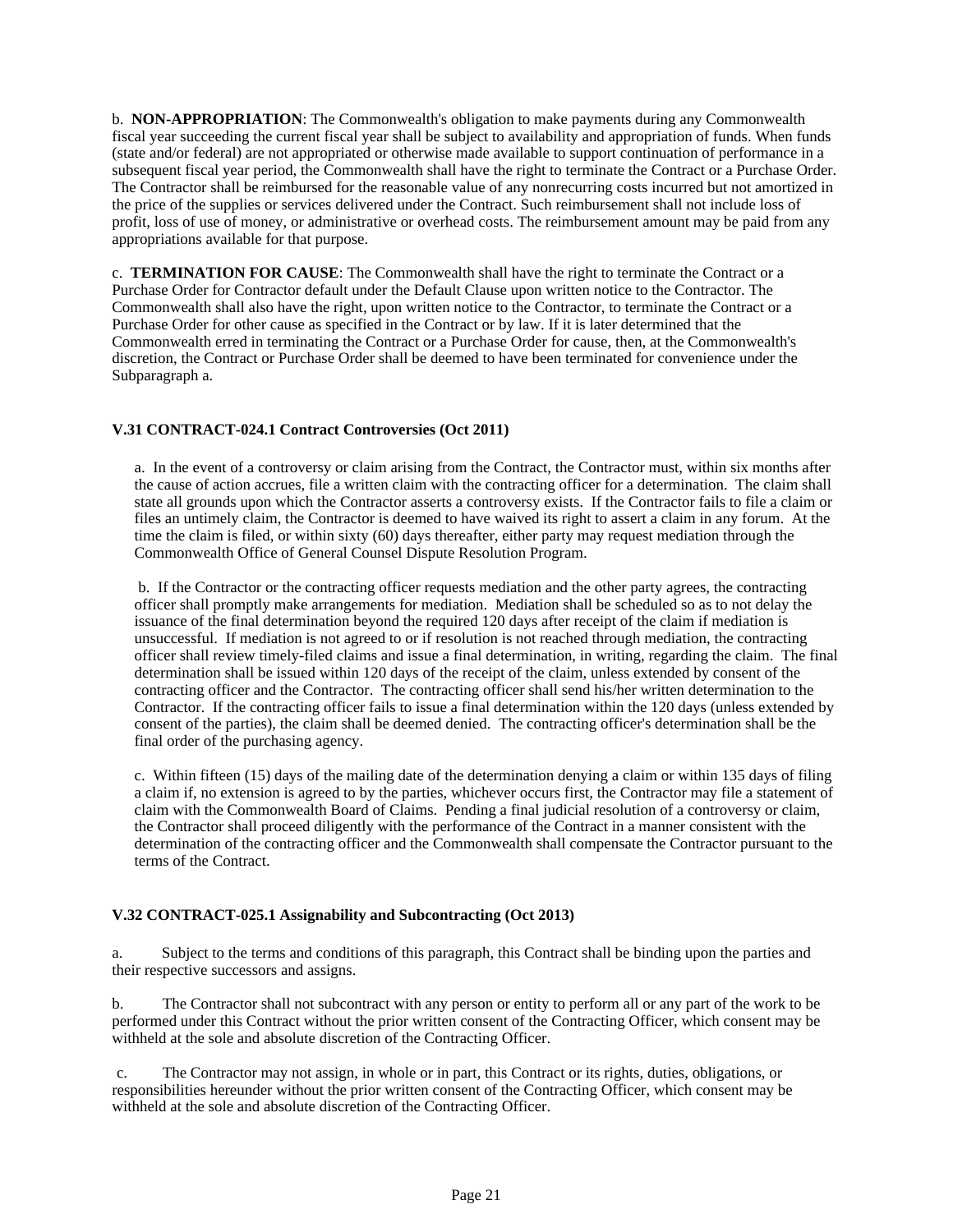b. **NON-APPROPRIATION**: The Commonwealth's obligation to make payments during any Commonwealth fiscal year succeeding the current fiscal year shall be subject to availability and appropriation of funds. When funds (state and/or federal) are not appropriated or otherwise made available to support continuation of performance in a subsequent fiscal year period, the Commonwealth shall have the right to terminate the Contract or a Purchase Order. The Contractor shall be reimbursed for the reasonable value of any nonrecurring costs incurred but not amortized in the price of the supplies or services delivered under the Contract. Such reimbursement shall not include loss of profit, loss of use of money, or administrative or overhead costs. The reimbursement amount may be paid from any appropriations available for that purpose.

c. **TERMINATION FOR CAUSE**: The Commonwealth shall have the right to terminate the Contract or a Purchase Order for Contractor default under the Default Clause upon written notice to the Contractor. The Commonwealth shall also have the right, upon written notice to the Contractor, to terminate the Contract or a Purchase Order for other cause as specified in the Contract or by law. If it is later determined that the Commonwealth erred in terminating the Contract or a Purchase Order for cause, then, at the Commonwealth's discretion, the Contract or Purchase Order shall be deemed to have been terminated for convenience under the Subparagraph a.

### V.31 CONTRACT-024.1 Contract Controversies (Oct 2011)

a. In the event of a controversy or claim arising from the Contract, the Contractor must, within six months after the cause of action accrues, file a written claim with the contracting officer for a determination. The claim shall state all grounds upon which the Contractor asserts a controversy exists. If the Contractor fails to file a claim or files an untimely claim, the Contractor is deemed to have waived its right to assert a claim in any forum. At the time the claim is filed, or within sixty (60) days thereafter, either party may request mediation through the Commonwealth Office of General Counsel Dispute Resolution Program.

b. If the Contractor or the contracting officer requests mediation and the other party agrees, the contracting officer shall promptly make arrangements for mediation. Mediation shall be scheduled so as to not delay the issuance of the final determination beyond the required 120 days after receipt of the claim if mediation is unsuccessful. If mediation is not agreed to or if resolution is not reached through mediation, the contracting officer shall review timely-filed claims and issue a final determination, in writing, regarding the claim. The final determination shall be issued within 120 days of the receipt of the claim, unless extended by consent of the contracting officer and the Contractor. The contracting officer shall send his/her written determination to the Contractor. If the contracting officer fails to issue a final determination within the 120 days (unless extended by consent of the parties), the claim shall be deemed denied. The contracting officer's determination shall be the final order of the purchasing agency.

c. Within fifteen (15) days of the mailing date of the determination denying a claim or within 135 days of filing a claim if, no extension is agreed to by the parties, whichever occurs first, the Contractor may file a statement of claim with the Commonwealth Board of Claims. Pending a final judicial resolution of a controversy or claim, the Contractor shall proceed diligently with the performance of the Contract in a manner consistent with the determination of the contracting officer and the Commonwealth shall compensate the Contractor pursuant to the terms of the Contract.

### V.32 CONTRACT-025.1 Assignability and Subcontracting (Oct 2013)

a. Subject to the terms and conditions of this paragraph, this Contract shall be binding upon the parties and their respective successors and assigns.

b. The Contractor shall not subcontract with any person or entity to perform all or any part of the work to be performed under this Contract without the prior written consent of the Contracting Officer, which consent may be withheld at the sole and absolute discretion of the Contracting Officer.

c. The Contractor may not assign, in whole or in part, this Contract or its rights, duties, obligations, or responsibilities hereunder without the prior written consent of the Contracting Officer, which consent may be withheld at the sole and absolute discretion of the Contracting Officer.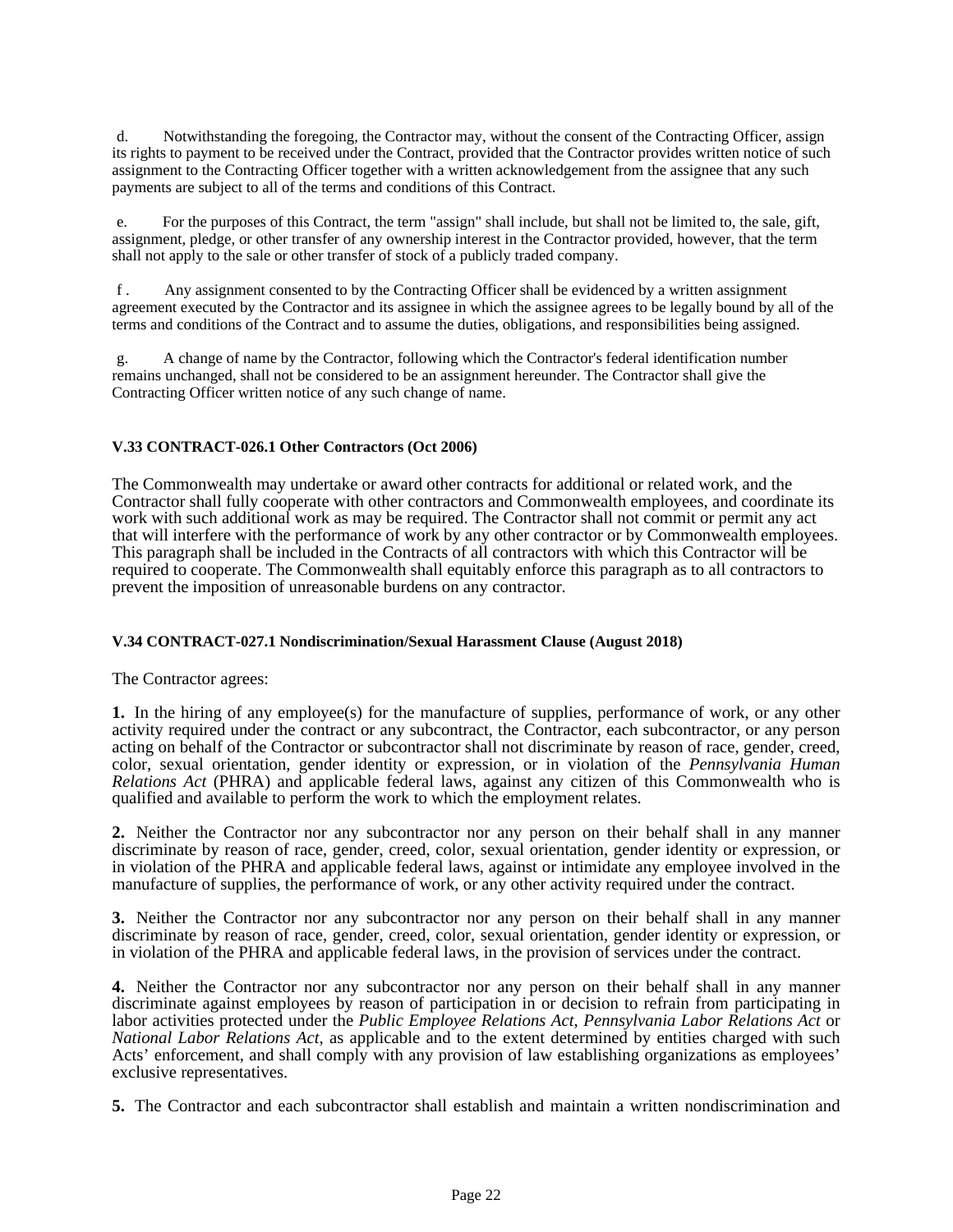d. Notwithstanding the foregoing, the Contractor may, without the consent of the Contracting Officer, assign its rights to payment to be received under the Contract, provided that the Contractor provides written notice of such assignment to the Contracting Officer together with a written acknowledgement from the assignee that any such payments are subject to all of the terms and conditions of this Contract.

e. For the purposes of this Contract, the term "assign" shall include, but shall not be limited to, the sale, gift, assignment, pledge, or other transfer of any ownership interest in the Contractor provided, however, that the term shall not apply to the sale or other transfer of stock of a publicly traded company.

f . Any assignment consented to by the Contracting Officer shall be evidenced by a written assignment agreement executed by the Contractor and its assignee in which the assignee agrees to be legally bound by all of the terms and conditions of the Contract and to assume the duties, obligations, and responsibilities being assigned.

g. A change of name by the Contractor, following which the Contractor's federal identification number remains unchanged, shall not be considered to be an assignment hereunder. The Contractor shall give the Contracting Officer written notice of any such change of name.

**V.33 CONTRACT-026.1 Other Contractors (Oct 2006)**

The Commonwealth may undertake or award other contracts for additional or related work, and the Contractor shall fully cooperate with other contractors and Commonwealth employees, and coordinate its work with such additional work as may be required. The Contractor shall not commit or permit any act that will interfere with the performance of work by any other contractor or by Commonwealth employees. This paragraph shall be included in the Contracts of all contractors with which this Contractor will be required to cooperate. The Commonwealth shall equitably enforce this paragraph as to all contractors to prevent the imposition of unreasonable burdens on any contractor.

**V.34 CONTRACT-027.1 Nondiscrimination/Sexual Harassment Clause (August 2018)**

The Contractor agrees:

**1.** In the hiring of any employee(s) for the manufacture of supplies, performance of work, or any other activity required under the contract or any subcontract, the Contractor, each subcontractor, or any person acting on behalf of the Contractor or subcontractor shall not discriminate by reason of race, gender, creed, color, sexual orientation, gender identity or expression, or in violation of the *Pennsylvania Human Relations Act* (PHRA) and applicable federal laws, against any citizen of this Commonwealth who is qualified and available to perform the work to which the employment relates.

**2.** Neither the Contractor nor any subcontractor nor any person on their behalf shall in any manner discriminate by reason of race, gender, creed, color, sexual orientation, gender identity or expression, or in violation of the PHRA and applicable federal laws, against or intimidate any employee involved in the manufacture of supplies, the performance of work, or any other activity required under the contract.

**3.** Neither the Contractor nor any subcontractor nor any person on their behalf shall in any manner discriminate by reason of race, gender, creed, color, sexual orientation, gender identity or expression, or in violation of the PHRA and applicable federal laws, in the provision of services under the contract.

**4.** Neither the Contractor nor any subcontractor nor any person on their behalf shall in any manner discriminate against employees by reason of participation in or decision to refrain from participating in labor activities protected under the *Public Employee Relations Act, Pennsylvania Labor Relations Act* or *National Labor Relations Act*, as applicable and to the extent determined by entities charged with such Acts' enforcement, and shall comply with any provision of law establishing organizations as employees' exclusive representatives.

**5.** The Contractor and each subcontractor shall establish and maintain a written nondiscrimination and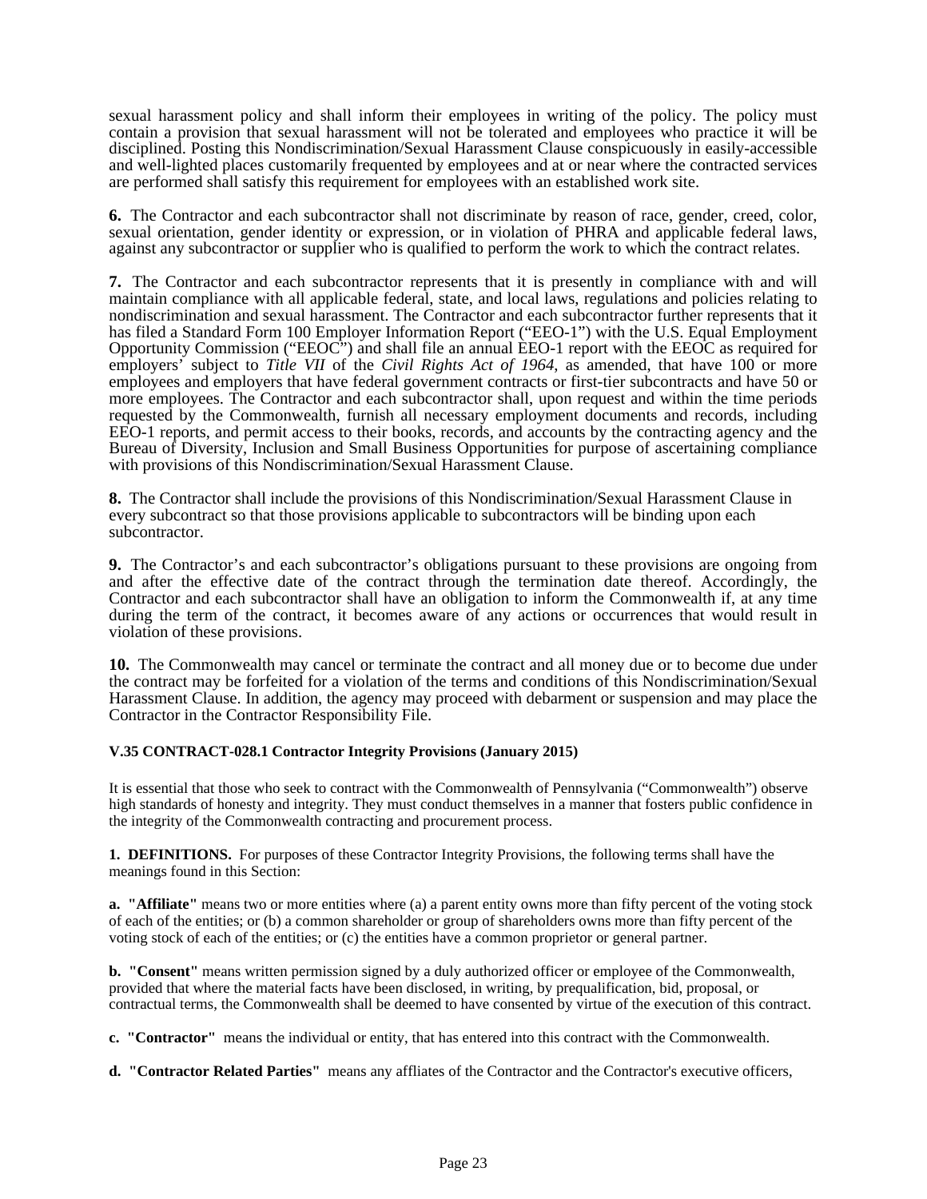sexual harassment policy and shall inform their employees in writing of the policy. The policy must contain a provision that sexual harassment will not be tolerated and employees who practice it will be disciplined. Posting this Nondiscrimination/Sexual Harassment Clause conspicuously in easily-accessible and well-lighted places customarily frequented by employees and at or near where the contracted services are performed shall satisfy this requirement for employees with an established work site.

**6.** The Contractor and each subcontractor shall not discriminate by reason of race, gender, creed, color, sexual orientation, gender identity or expression, or in violation of PHRA and applicable federal laws, against any subcontractor or supplier who is qualified to perform the work to which the contract relates.

**7.** The Contractor and each subcontractor represents that it is presently in compliance with and will maintain compliance with all applicable federal, state, and local laws, regulations and policies relating to nondiscrimination and sexual harassment. The Contractor and each subcontractor further represents that it has filed a Standard Form 100 Employer Information Report ("EEO-1") with the U.S. Equal Employment Opportunity Commission ("EEOC") and shall file an annual EEO-1 report with the EEOC as required for employers' subject to *Title VII* of the *Civil Rights Act of 1964*, as amended, that have 100 or more employees and employers that have federal government contracts or first-tier subcontracts and have 50 or more employees. The Contractor and each subcontractor shall, upon request and within the time periods requested by the Commonwealth, furnish all necessary employment documents and records, including EEO-1 reports, and permit access to their books, records, and accounts by the contracting agency and the Bureau of Diversity, Inclusion and Small Business Opportunities for purpose of ascertaining compliance with provisions of this Nondiscrimination/Sexual Harassment Clause.

**8.** The Contractor shall include the provisions of this Nondiscrimination/Sexual Harassment Clause in every subcontract so that those provisions applicable to subcontractors will be binding upon each subcontractor.

**9.** The Contractor's and each subcontractor's obligations pursuant to these provisions are ongoing from and after the effective date of the contract through the termination date thereof. Accordingly, the Contractor and each subcontractor shall have an obligation to inform the Commonwealth if, at any time during the term of the contract, it becomes aware of any actions or occurrences that would result in violation of these provisions.

**10.** The Commonwealth may cancel or terminate the contract and all money due or to become due under the contract may be forfeited for a violation of the terms and conditions of this Nondiscrimination/Sexual Harassment Clause. In addition, the agency may proceed with debarment or suspension and may place the Contractor in the Contractor Responsibility File.

**V.35 CONTRACT-028.1 Contractor Integrity Provisions (January 2015)**

It is essential that those who seek to contract with the Commonwealth of Pennsylvania ("Commonwealth") observe high standards of honesty and integrity. They must conduct themselves in a manner that fosters public confidence in the integrity of the Commonwealth contracting and procurement process.

**1. DEFINITIONS.** For purposes of these Contractor Integrity Provisions, the following terms shall have the meanings found in this Section:

**a. "Affiliate"** means two or more entities where (a) a parent entity owns more than fifty percent of the voting stock of each of the entities; or (b) a common shareholder or group of shareholders owns more than fifty percent of the voting stock of each of the entities; or (c) the entities have a common proprietor or general partner.

**b. "Consent"** means written permission signed by a duly authorized officer or employee of the Commonwealth, provided that where the material facts have been disclosed, in writing, by prequalification, bid, proposal, or contractual terms, the Commonwealth shall be deemed to have consented by virtue of the execution of this contract.

**c. "Contractor"** means the individual or entity, that has entered into this contract with the Commonwealth.

**d. "Contractor Related Parties"** means any affliates of the Contractor and the Contractor's executive officers,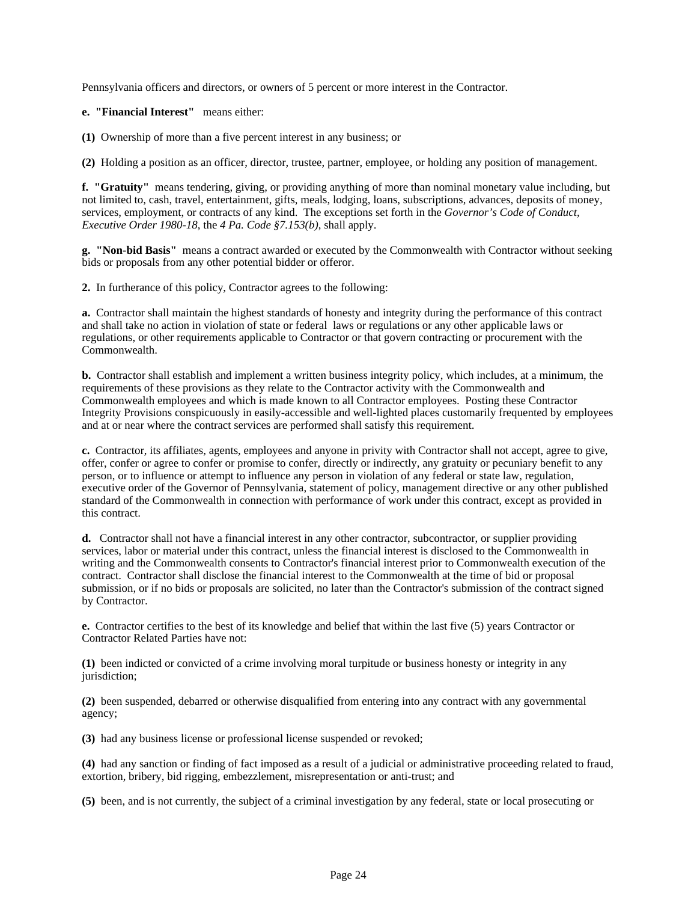Pennsylvania officers and directors, or owners of 5 percent or more interest in the Contractor.

**e. "Financial Interest"** means either:

**(1)** Ownership of more than a five percent interest in any business; or

**(2)** Holding a position as an officer, director, trustee, partner, employee, or holding any position of management.

**f. "Gratuity"** means tendering, giving, or providing anything of more than nominal monetary value including, but not limited to, cash, travel, entertainment, gifts, meals, lodging, loans, subscriptions, advances, deposits of money, services, employment, or contracts of any kind. The exceptions set forth in the *Governor's Code of Conduct, Executive Order 1980-18*, the *4 Pa. Code §7.153(b)*, shall apply.

**g. "Non-bid Basis"** means a contract awarded or executed by the Commonwealth with Contractor without seeking bids or proposals from any other potential bidder or offeror.

**2.** In furtherance of this policy, Contractor agrees to the following:

**a.** Contractor shall maintain the highest standards of honesty and integrity during the performance of this contract and shall take no action in violation of state or federal laws or regulations or any other applicable laws or regulations, or other requirements applicable to Contractor or that govern contracting or procurement with the Commonwealth.

**b.** Contractor shall establish and implement a written business integrity policy, which includes, at a minimum, the requirements of these provisions as they relate to the Contractor activity with the Commonwealth and Commonwealth employees and which is made known to all Contractor employees. Posting these Contractor Integrity Provisions conspicuously in easily-accessible and well-lighted places customarily frequented by employees and at or near where the contract services are performed shall satisfy this requirement.

**c.** Contractor, its affiliates, agents, employees and anyone in privity with Contractor shall not accept, agree to give, offer, confer or agree to confer or promise to confer, directly or indirectly, any gratuity or pecuniary benefit to any person, or to influence or attempt to influence any person in violation of any federal or state law, regulation, executive order of the Governor of Pennsylvania, statement of policy, management directive or any other published standard of the Commonwealth in connection with performance of work under this contract, except as provided in this contract.

**d.** Contractor shall not have a financial interest in any other contractor, subcontractor, or supplier providing services, labor or material under this contract, unless the financial interest is disclosed to the Commonwealth in writing and the Commonwealth consents to Contractor's financial interest prior to Commonwealth execution of the contract. Contractor shall disclose the financial interest to the Commonwealth at the time of bid or proposal submission, or if no bids or proposals are solicited, no later than the Contractor's submission of the contract signed by Contractor.

**e.** Contractor certifies to the best of its knowledge and belief that within the last five (5) years Contractor or Contractor Related Parties have not:

**(1)** been indicted or convicted of a crime involving moral turpitude or business honesty or integrity in any jurisdiction;

**(2)** been suspended, debarred or otherwise disqualified from entering into any contract with any governmental agency;

**(3)** had any business license or professional license suspended or revoked;

**(4)** had any sanction or finding of fact imposed as a result of a judicial or administrative proceeding related to fraud, extortion, bribery, bid rigging, embezzlement, misrepresentation or anti-trust; and

**(5)** been, and is not currently, the subject of a criminal investigation by any federal, state or local prosecuting or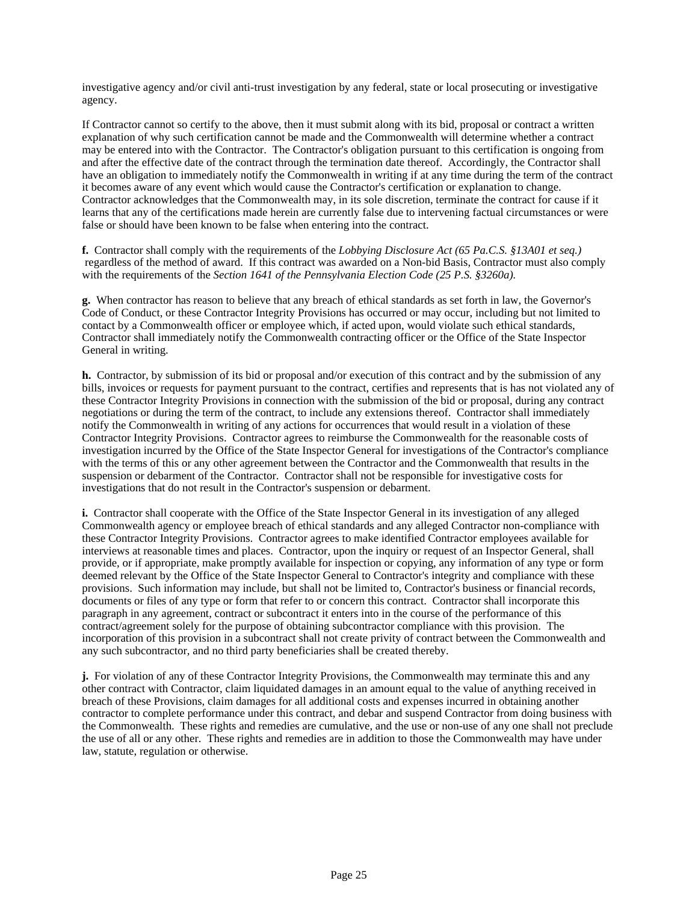investigative agency and/or civil anti-trust investigation by any federal, state or local prosecuting or investigative agency.

If Contractor cannot so certify to the above, then it must submit along with its bid, proposal or contract a written explanation of why such certification cannot be made and the Commonwealth will determine whether a contract may be entered into with the Contractor. The Contractor's obligation pursuant to this certification is ongoing from and after the effective date of the contract through the termination date thereof. Accordingly, the Contractor shall have an obligation to immediately notify the Commonwealth in writing if at any time during the term of the contract it becomes aware of any event which would cause the Contractor's certification or explanation to change. Contractor acknowledges that the Commonwealth may, in its sole discretion, terminate the contract for cause if it learns that any of the certifications made herein are currently false due to intervening factual circumstances or were false or should have been known to be false when entering into the contract.

**f.** Contractor shall comply with the requirements of the *Lobbying Disclosure Act (65 Pa.C.S. §13A01 et seq.)* regardless of the method of award. If this contract was awarded on a Non-bid Basis, Contractor must also comply with the requirements of the *Section 1641 of the Pennsylvania Election Code (25 P.S. §3260a).*

**g.** When contractor has reason to believe that any breach of ethical standards as set forth in law, the Governor's Code of Conduct, or these Contractor Integrity Provisions has occurred or may occur, including but not limited to contact by a Commonwealth officer or employee which, if acted upon, would violate such ethical standards, Contractor shall immediately notify the Commonwealth contracting officer or the Office of the State Inspector General in writing.

**h.** Contractor, by submission of its bid or proposal and/or execution of this contract and by the submission of any bills, invoices or requests for payment pursuant to the contract, certifies and represents that is has not violated any of these Contractor Integrity Provisions in connection with the submission of the bid or proposal, during any contract negotiations or during the term of the contract, to include any extensions thereof. Contractor shall immediately notify the Commonwealth in writing of any actions for occurrences that would result in a violation of these Contractor Integrity Provisions. Contractor agrees to reimburse the Commonwealth for the reasonable costs of investigation incurred by the Office of the State Inspector General for investigations of the Contractor's compliance with the terms of this or any other agreement between the Contractor and the Commonwealth that results in the suspension or debarment of the Contractor. Contractor shall not be responsible for investigative costs for investigations that do not result in the Contractor's suspension or debarment.

**i.** Contractor shall cooperate with the Office of the State Inspector General in its investigation of any alleged Commonwealth agency or employee breach of ethical standards and any alleged Contractor non-compliance with these Contractor Integrity Provisions. Contractor agrees to make identified Contractor employees available for interviews at reasonable times and places. Contractor, upon the inquiry or request of an Inspector General, shall provide, or if appropriate, make promptly available for inspection or copying, any information of any type or form deemed relevant by the Office of the State Inspector General to Contractor's integrity and compliance with these provisions. Such information may include, but shall not be limited to, Contractor's business or financial records, documents or files of any type or form that refer to or concern this contract. Contractor shall incorporate this paragraph in any agreement, contract or subcontract it enters into in the course of the performance of this contract/agreement solely for the purpose of obtaining subcontractor compliance with this provision. The incorporation of this provision in a subcontract shall not create privity of contract between the Commonwealth and any such subcontractor, and no third party beneficiaries shall be created thereby.

**j.** For violation of any of these Contractor Integrity Provisions, the Commonwealth may terminate this and any other contract with Contractor, claim liquidated damages in an amount equal to the value of anything received in breach of these Provisions, claim damages for all additional costs and expenses incurred in obtaining another contractor to complete performance under this contract, and debar and suspend Contractor from doing business with the Commonwealth. These rights and remedies are cumulative, and the use or non-use of any one shall not preclude the use of all or any other. These rights and remedies are in addition to those the Commonwealth may have under law, statute, regulation or otherwise.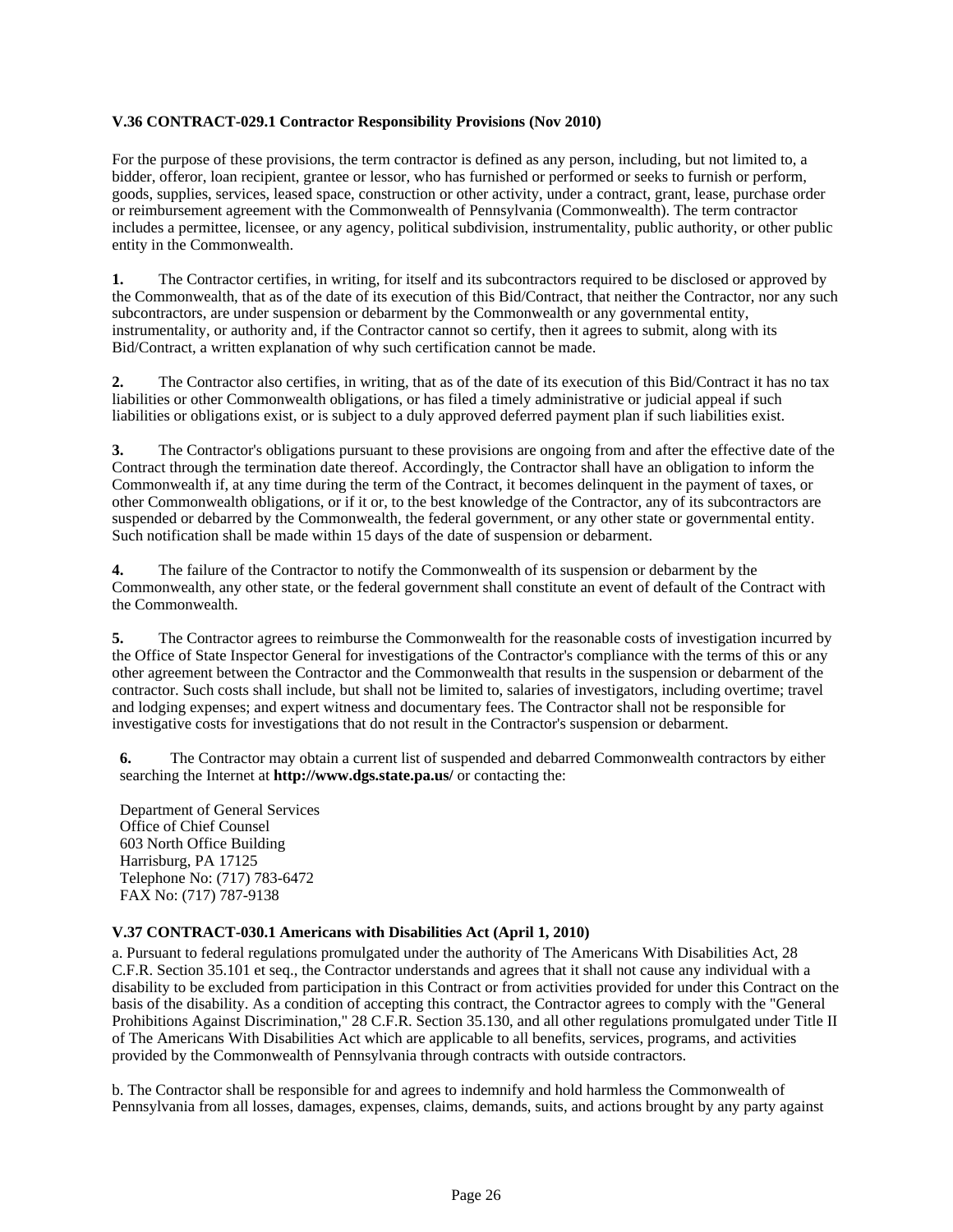**V.36 CONTRACT-029.1 Contractor Responsibility Provisions (Nov 2010)**

For the purpose of these provisions, the term contractor is defined as any person, including, but not limited to, a bidder, offeror, loan recipient, grantee or lessor, who has furnished or performed or seeks to furnish or perform, goods, supplies, services, leased space, construction or other activity, under a contract, grant, lease, purchase order or reimbursement agreement with the Commonwealth of Pennsylvania (Commonwealth). The term contractor includes a permittee, licensee, or any agency, political subdivision, instrumentality, public authority, or other public entity in the Commonwealth.

**1.** The Contractor certifies, in writing, for itself and its subcontractors required to be disclosed or approved by the Commonwealth, that as of the date of its execution of this Bid/Contract, that neither the Contractor, nor any such subcontractors, are under suspension or debarment by the Commonwealth or any governmental entity, instrumentality, or authority and, if the Contractor cannot so certify, then it agrees to submit, along with its Bid/Contract, a written explanation of why such certification cannot be made.

**2.** The Contractor also certifies, in writing, that as of the date of its execution of this Bid/Contract it has no tax liabilities or other Commonwealth obligations, or has filed a timely administrative or judicial appeal if such liabilities or obligations exist, or is subject to a duly approved deferred payment plan if such liabilities exist.

**3.** The Contractor's obligations pursuant to these provisions are ongoing from and after the effective date of the Contract through the termination date thereof. Accordingly, the Contractor shall have an obligation to inform the Commonwealth if, at any time during the term of the Contract, it becomes delinquent in the payment of taxes, or other Commonwealth obligations, or if it or, to the best knowledge of the Contractor, any of its subcontractors are suspended or debarred by the Commonwealth, the federal government, or any other state or governmental entity. Such notification shall be made within 15 days of the date of suspension or debarment.

**4.** The failure of the Contractor to notify the Commonwealth of its suspension or debarment by the Commonwealth, any other state, or the federal government shall constitute an event of default of the Contract with the Commonwealth.

**5.** The Contractor agrees to reimburse the Commonwealth for the reasonable costs of investigation incurred by the Office of State Inspector General for investigations of the Contractor's compliance with the terms of this or any other agreement between the Contractor and the Commonwealth that results in the suspension or debarment of the contractor. Such costs shall include, but shall not be limited to, salaries of investigators, including overtime; travel and lodging expenses; and expert witness and documentary fees. The Contractor shall not be responsible for investigative costs for investigations that do not result in the Contractor's suspension or debarment.

**6.** The Contractor may obtain a current list of suspended and debarred Commonwealth contractors by either searching the Internet at **http://www.dgs.state.pa.us/** or contacting the:

Department of General Services
Office of Chief Counsel
603 North Office Building
Harrisburg, PA 17125
Telephone No: (717) 783-6472
FAX No: (717) 787-9138

**V.37 CONTRACT-030.1 Americans with Disabilities Act (April 1, 2010)**

a. Pursuant to federal regulations promulgated under the authority of The Americans With Disabilities Act, 28 C.F.R. Section 35.101 et seq., the Contractor understands and agrees that it shall not cause any individual with a disability to be excluded from participation in this Contract or from activities provided for under this Contract on the basis of the disability. As a condition of accepting this contract, the Contractor agrees to comply with the "General Prohibitions Against Discrimination," 28 C.F.R. Section 35.130, and all other regulations promulgated under Title II of The Americans With Disabilities Act which are applicable to all benefits, services, programs, and activities provided by the Commonwealth of Pennsylvania through contracts with outside contractors.

b. The Contractor shall be responsible for and agrees to indemnify and hold harmless the Commonwealth of Pennsylvania from all losses, damages, expenses, claims, demands, suits, and actions brought by any party against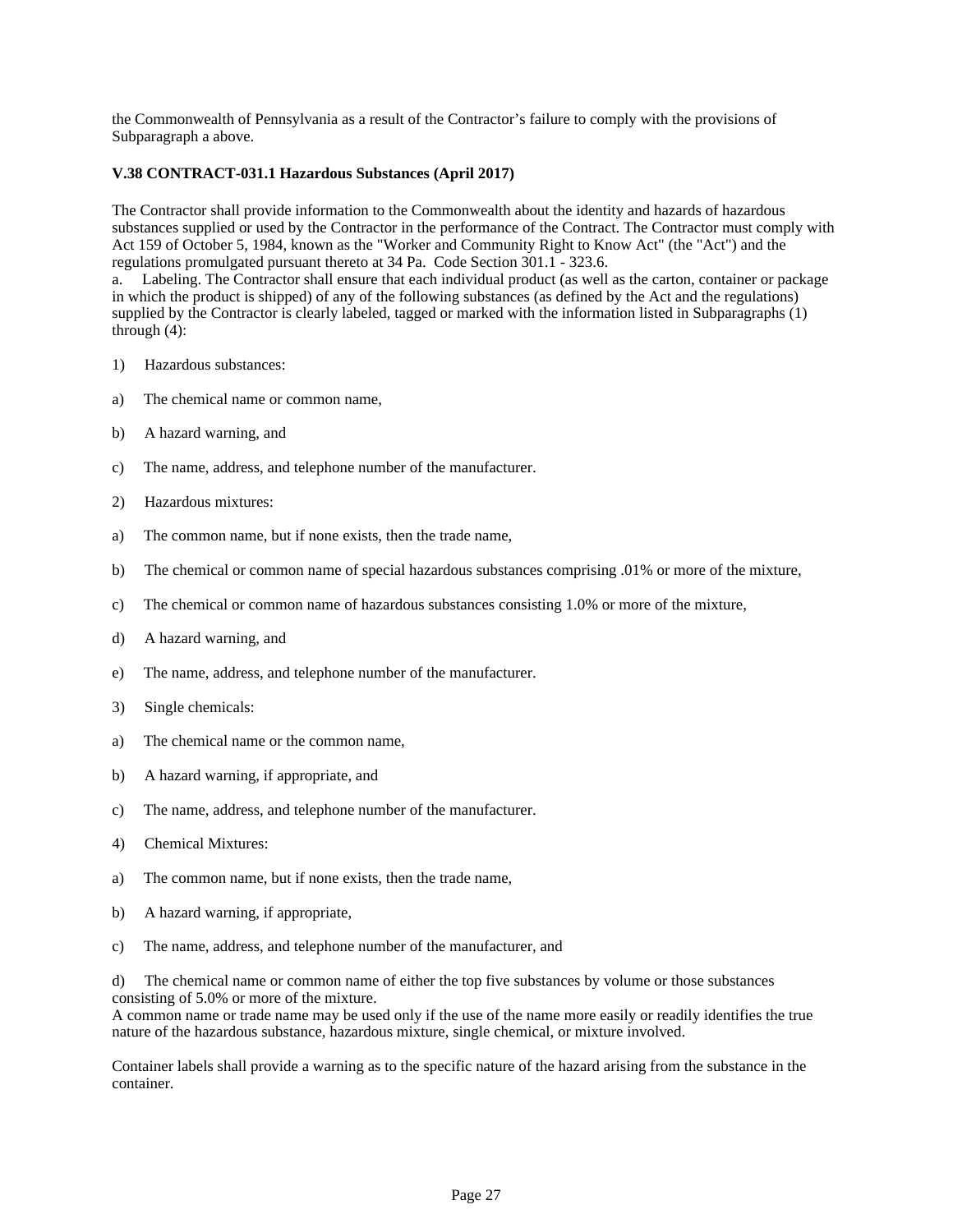the Commonwealth of Pennsylvania as a result of the Contractor's failure to comply with the provisions of Subparagraph a above.

**V.38 CONTRACT-031.1 Hazardous Substances (April 2017)**

The Contractor shall provide information to the Commonwealth about the identity and hazards of hazardous substances supplied or used by the Contractor in the performance of the Contract. The Contractor must comply with Act 159 of October 5, 1984, known as the "Worker and Community Right to Know Act" (the "Act") and the regulations promulgated pursuant thereto at 34 Pa. Code Section 301.1 - 323.6.

a. Labeling. The Contractor shall ensure that each individual product (as well as the carton, container or package in which the product is shipped) of any of the following substances (as defined by the Act and the regulations) supplied by the Contractor is clearly labeled, tagged or marked with the information listed in Subparagraphs (1) through (4):

1) Hazardous substances:

a) The chemical name or common name,

b) A hazard warning, and

c) The name, address, and telephone number of the manufacturer.

2) Hazardous mixtures:

a) The common name, but if none exists, then the trade name,

b) The chemical or common name of special hazardous substances comprising .01% or more of the mixture,

c) The chemical or common name of hazardous substances consisting 1.0% or more of the mixture,

d) A hazard warning, and

e) The name, address, and telephone number of the manufacturer.

3) Single chemicals:

a) The chemical name or the common name,

b) A hazard warning, if appropriate, and

c) The name, address, and telephone number of the manufacturer.

4) Chemical Mixtures:

a) The common name, but if none exists, then the trade name,

b) A hazard warning, if appropriate,

c) The name, address, and telephone number of the manufacturer, and

d) The chemical name or common name of either the top five substances by volume or those substances consisting of 5.0% or more of the mixture.

A common name or trade name may be used only if the use of the name more easily or readily identifies the true nature of the hazardous substance, hazardous mixture, single chemical, or mixture involved.

Container labels shall provide a warning as to the specific nature of the hazard arising from the substance in the container.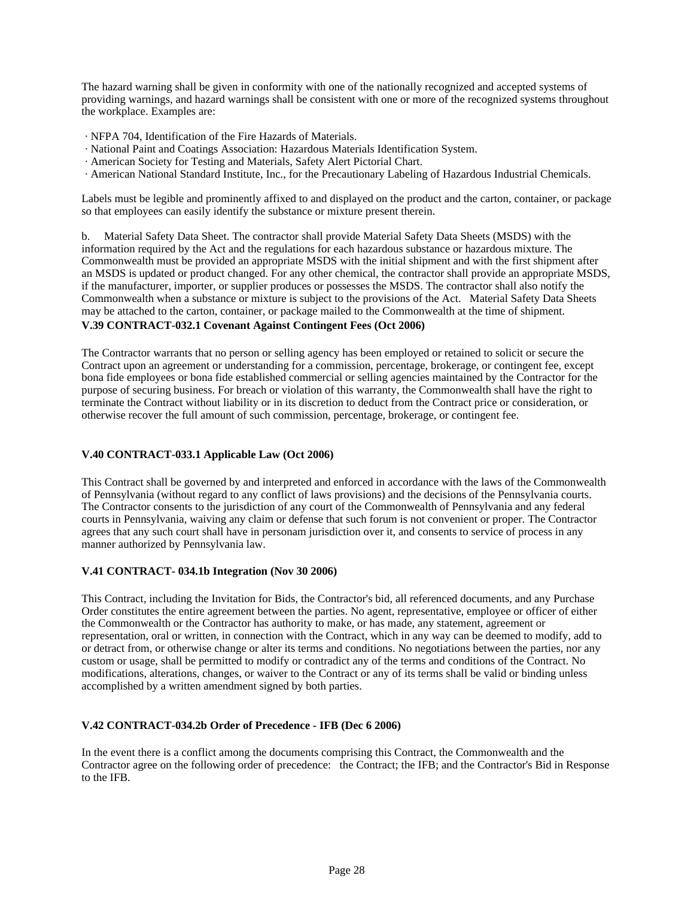The hazard warning shall be given in conformity with one of the nationally recognized and accepted systems of providing warnings, and hazard warnings shall be consistent with one or more of the recognized systems throughout the workplace. Examples are:

· NFPA 704, Identification of the Fire Hazards of Materials.
· National Paint and Coatings Association: Hazardous Materials Identification System.
· American Society for Testing and Materials, Safety Alert Pictorial Chart.
· American National Standard Institute, Inc., for the Precautionary Labeling of Hazardous Industrial Chemicals.

Labels must be legible and prominently affixed to and displayed on the product and the carton, container, or package so that employees can easily identify the substance or mixture present therein.

b. Material Safety Data Sheet. The contractor shall provide Material Safety Data Sheets (MSDS) with the information required by the Act and the regulations for each hazardous substance or hazardous mixture. The Commonwealth must be provided an appropriate MSDS with the initial shipment and with the first shipment after an MSDS is updated or product changed. For any other chemical, the contractor shall provide an appropriate MSDS, if the manufacturer, importer, or supplier produces or possesses the MSDS. The contractor shall also notify the Commonwealth when a substance or mixture is subject to the provisions of the Act. Material Safety Data Sheets may be attached to the carton, container, or package mailed to the Commonwealth at the time of shipment.

**V.39 CONTRACT-032.1 Covenant Against Contingent Fees (Oct 2006)**

The Contractor warrants that no person or selling agency has been employed or retained to solicit or secure the Contract upon an agreement or understanding for a commission, percentage, brokerage, or contingent fee, except bona fide employees or bona fide established commercial or selling agencies maintained by the Contractor for the purpose of securing business. For breach or violation of this warranty, the Commonwealth shall have the right to terminate the Contract without liability or in its discretion to deduct from the Contract price or consideration, or otherwise recover the full amount of such commission, percentage, brokerage, or contingent fee.

**V.40 CONTRACT-033.1 Applicable Law (Oct 2006)**

This Contract shall be governed by and interpreted and enforced in accordance with the laws of the Commonwealth of Pennsylvania (without regard to any conflict of laws provisions) and the decisions of the Pennsylvania courts. The Contractor consents to the jurisdiction of any court of the Commonwealth of Pennsylvania and any federal courts in Pennsylvania, waiving any claim or defense that such forum is not convenient or proper. The Contractor agrees that any such court shall have in personam jurisdiction over it, and consents to service of process in any manner authorized by Pennsylvania law.

**V.41 CONTRACT- 034.1b Integration (Nov 30 2006)**

This Contract, including the Invitation for Bids, the Contractor's bid, all referenced documents, and any Purchase Order constitutes the entire agreement between the parties. No agent, representative, employee or officer of either the Commonwealth or the Contractor has authority to make, or has made, any statement, agreement or representation, oral or written, in connection with the Contract, which in any way can be deemed to modify, add to or detract from, or otherwise change or alter its terms and conditions. No negotiations between the parties, nor any custom or usage, shall be permitted to modify or contradict any of the terms and conditions of the Contract. No modifications, alterations, changes, or waiver to the Contract or any of its terms shall be valid or binding unless accomplished by a written amendment signed by both parties.

**V.42 CONTRACT-034.2b Order of Precedence - IFB (Dec 6 2006)**

In the event there is a conflict among the documents comprising this Contract, the Commonwealth and the Contractor agree on the following order of precedence: the Contract; the IFB; and the Contractor's Bid in Response to the IFB.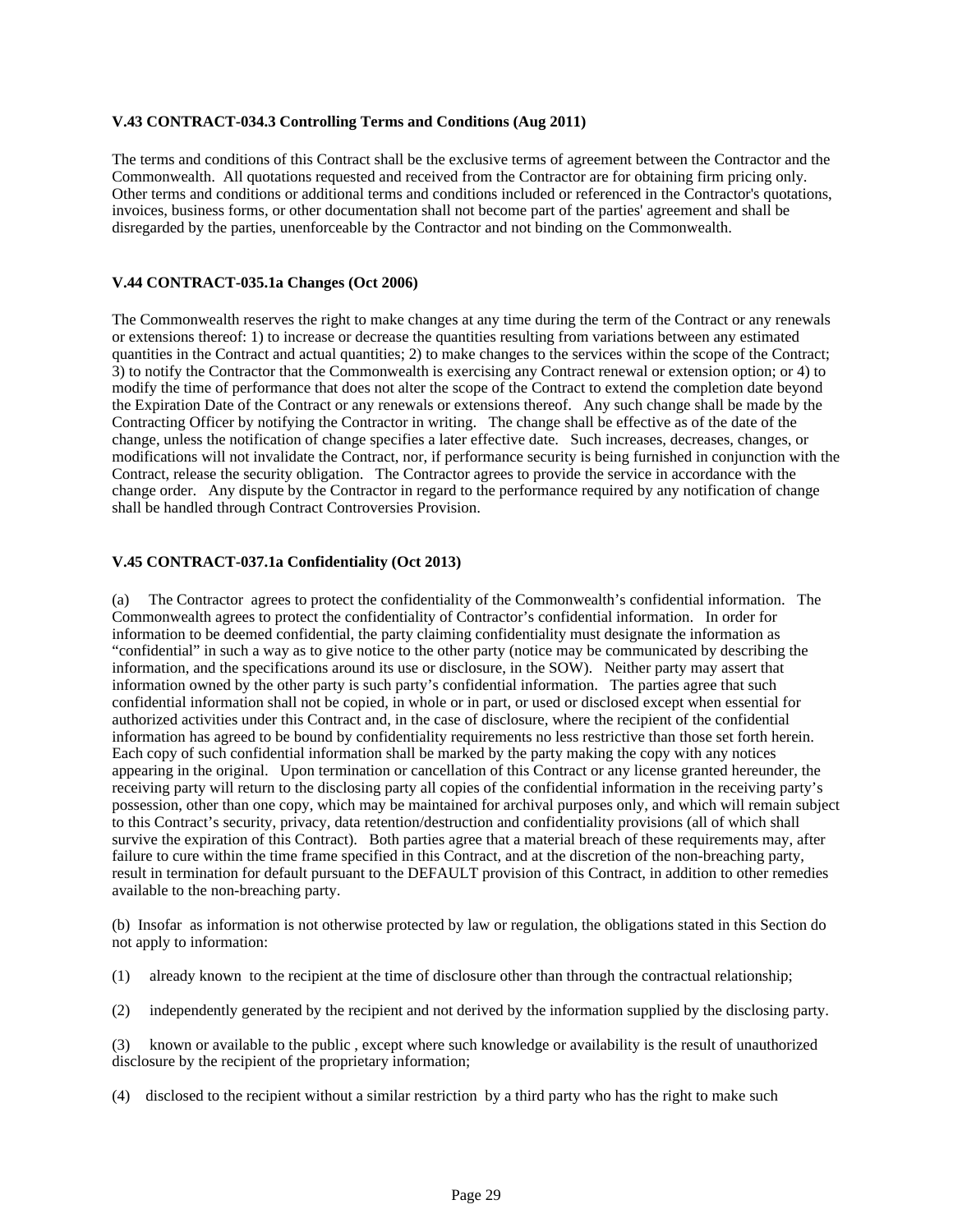### V.43 CONTRACT-034.3 Controlling Terms and Conditions (Aug 2011)

The terms and conditions of this Contract shall be the exclusive terms of agreement between the Contractor and the Commonwealth. All quotations requested and received from the Contractor are for obtaining firm pricing only. Other terms and conditions or additional terms and conditions included or referenced in the Contractor's quotations, invoices, business forms, or other documentation shall not become part of the parties' agreement and shall be disregarded by the parties, unenforceable by the Contractor and not binding on the Commonwealth.

### V.44 CONTRACT-035.1a Changes (Oct 2006)

The Commonwealth reserves the right to make changes at any time during the term of the Contract or any renewals or extensions thereof: 1) to increase or decrease the quantities resulting from variations between any estimated quantities in the Contract and actual quantities; 2) to make changes to the services within the scope of the Contract; 3) to notify the Contractor that the Commonwealth is exercising any Contract renewal or extension option; or 4) to modify the time of performance that does not alter the scope of the Contract to extend the completion date beyond the Expiration Date of the Contract or any renewals or extensions thereof. Any such change shall be made by the Contracting Officer by notifying the Contractor in writing. The change shall be effective as of the date of the change, unless the notification of change specifies a later effective date. Such increases, decreases, changes, or modifications will not invalidate the Contract, nor, if performance security is being furnished in conjunction with the Contract, release the security obligation. The Contractor agrees to provide the service in accordance with the change order. Any dispute by the Contractor in regard to the performance required by any notification of change shall be handled through Contract Controversies Provision.

### V.45 CONTRACT-037.1a Confidentiality (Oct 2013)

(a) The Contractor agrees to protect the confidentiality of the Commonwealth's confidential information. The Commonwealth agrees to protect the confidentiality of Contractor's confidential information. In order for information to be deemed confidential, the party claiming confidentiality must designate the information as "confidential" in such a way as to give notice to the other party (notice may be communicated by describing the information, and the specifications around its use or disclosure, in the SOW). Neither party may assert that information owned by the other party is such party's confidential information. The parties agree that such confidential information shall not be copied, in whole or in part, or used or disclosed except when essential for authorized activities under this Contract and, in the case of disclosure, where the recipient of the confidential information has agreed to be bound by confidentiality requirements no less restrictive than those set forth herein. Each copy of such confidential information shall be marked by the party making the copy with any notices appearing in the original. Upon termination or cancellation of this Contract or any license granted hereunder, the receiving party will return to the disclosing party all copies of the confidential information in the receiving party's possession, other than one copy, which may be maintained for archival purposes only, and which will remain subject to this Contract's security, privacy, data retention/destruction and confidentiality provisions (all of which shall survive the expiration of this Contract). Both parties agree that a material breach of these requirements may, after failure to cure within the time frame specified in this Contract, and at the discretion of the non-breaching party, result in termination for default pursuant to the DEFAULT provision of this Contract, in addition to other remedies available to the non-breaching party.

(b) Insofar as information is not otherwise protected by law or regulation, the obligations stated in this Section do not apply to information:

(1) already known to the recipient at the time of disclosure other than through the contractual relationship;

(2) independently generated by the recipient and not derived by the information supplied by the disclosing party.

(3) known or available to the public , except where such knowledge or availability is the result of unauthorized disclosure by the recipient of the proprietary information;

(4) disclosed to the recipient without a similar restriction by a third party who has the right to make such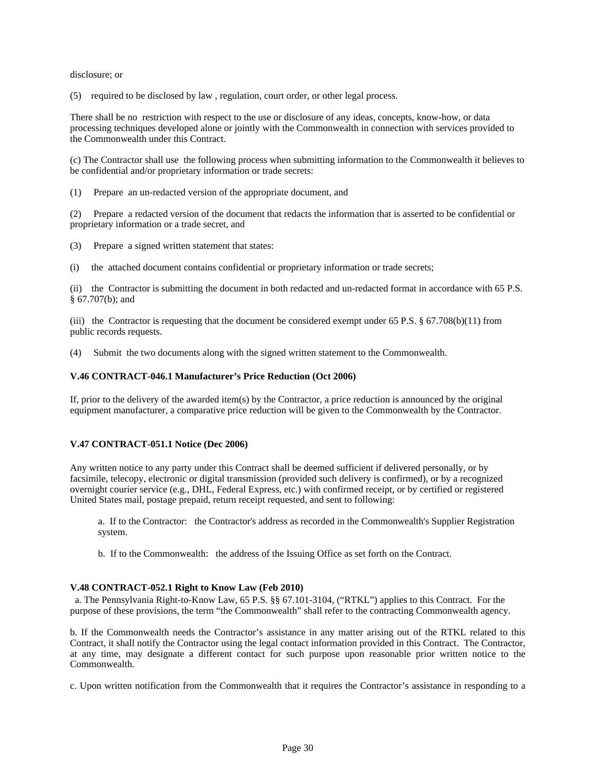disclosure; or

(5) required to be disclosed by law , regulation, court order, or other legal process.

There shall be no restriction with respect to the use or disclosure of any ideas, concepts, know-how, or data processing techniques developed alone or jointly with the Commonwealth in connection with services provided to the Commonwealth under this Contract.

(c) The Contractor shall use the following process when submitting information to the Commonwealth it believes to be confidential and/or proprietary information or trade secrets:

(1) Prepare an un-redacted version of the appropriate document, and

(2) Prepare a redacted version of the document that redacts the information that is asserted to be confidential or proprietary information or a trade secret, and

(3) Prepare a signed written statement that states:

(i) the attached document contains confidential or proprietary information or trade secrets;

(ii) the Contractor is submitting the document in both redacted and un-redacted format in accordance with 65 P.S. § 67.707(b); and

(iii) the Contractor is requesting that the document be considered exempt under 65 P.S. § 67.708(b)(11) from public records requests.

(4) Submit the two documents along with the signed written statement to the Commonwealth.

**V.46 CONTRACT-046.1 Manufacturer's Price Reduction (Oct 2006)**

If, prior to the delivery of the awarded item(s) by the Contractor, a price reduction is announced by the original equipment manufacturer, a comparative price reduction will be given to the Commonwealth by the Contractor.

**V.47 CONTRACT-051.1 Notice (Dec 2006)**

Any written notice to any party under this Contract shall be deemed sufficient if delivered personally, or by facsimile, telecopy, electronic or digital transmission (provided such delivery is confirmed), or by a recognized overnight courier service (e.g., DHL, Federal Express, etc.) with confirmed receipt, or by certified or registered United States mail, postage prepaid, return receipt requested, and sent to following:

a. If to the Contractor: the Contractor's address as recorded in the Commonwealth's Supplier Registration system.

b. If to the Commonwealth: the address of the Issuing Office as set forth on the Contract.

**V.48 CONTRACT-052.1 Right to Know Law (Feb 2010)**

a. The Pennsylvania Right-to-Know Law, 65 P.S. §§ 67.101-3104, ("RTKL") applies to this Contract. For the purpose of these provisions, the term "the Commonwealth" shall refer to the contracting Commonwealth agency.

b. If the Commonwealth needs the Contractor's assistance in any matter arising out of the RTKL related to this Contract, it shall notify the Contractor using the legal contact information provided in this Contract. The Contractor, at any time, may designate a different contact for such purpose upon reasonable prior written notice to the Commonwealth.

c. Upon written notification from the Commonwealth that it requires the Contractor's assistance in responding to a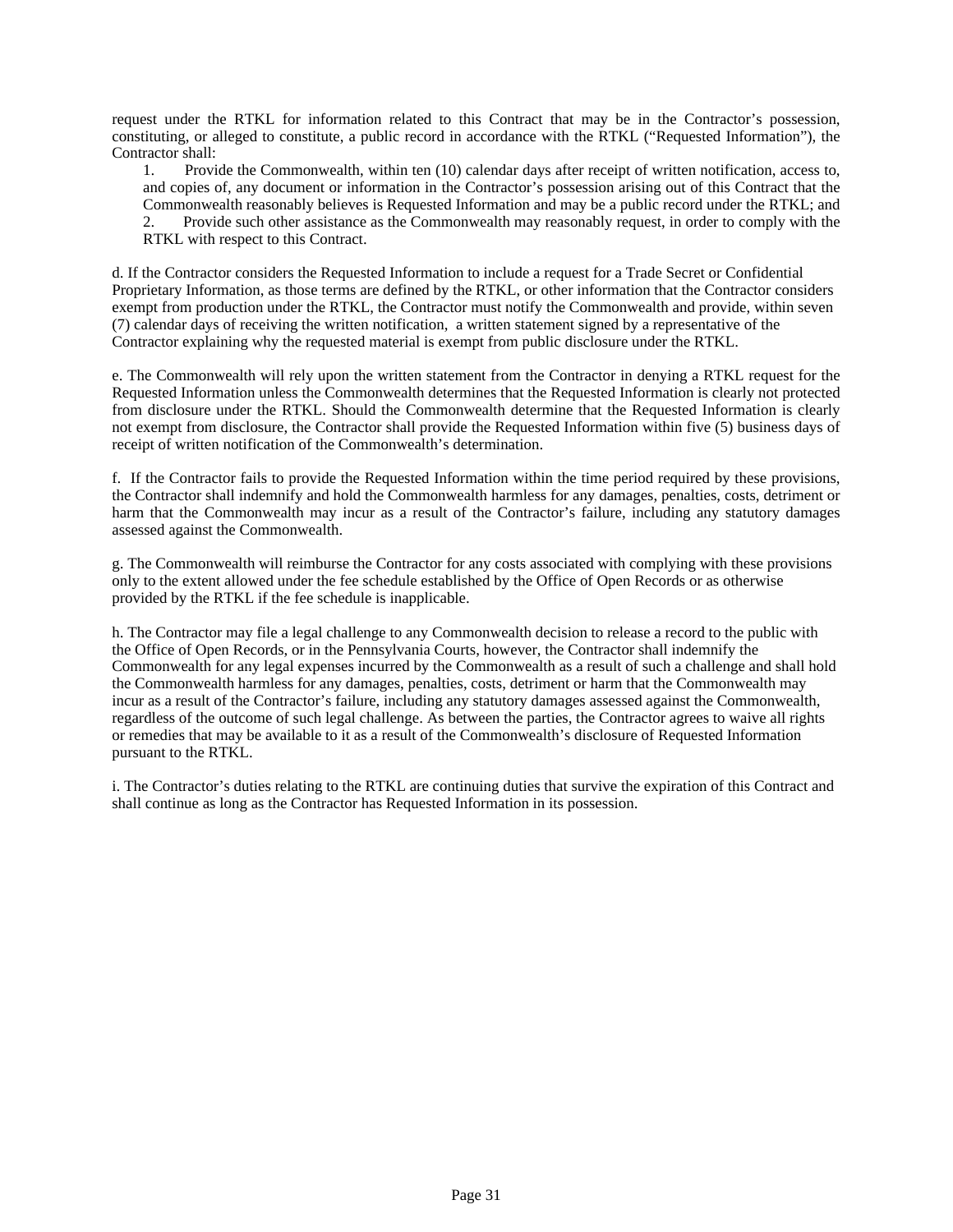request under the RTKL for information related to this Contract that may be in the Contractor's possession, constituting, or alleged to constitute, a public record in accordance with the RTKL ("Requested Information"), the Contractor shall:

1. Provide the Commonwealth, within ten (10) calendar days after receipt of written notification, access to, and copies of, any document or information in the Contractor's possession arising out of this Contract that the Commonwealth reasonably believes is Requested Information and may be a public record under the RTKL; and
2. Provide such other assistance as the Commonwealth may reasonably request, in order to comply with the RTKL with respect to this Contract.

d. If the Contractor considers the Requested Information to include a request for a Trade Secret or Confidential Proprietary Information, as those terms are defined by the RTKL, or other information that the Contractor considers exempt from production under the RTKL, the Contractor must notify the Commonwealth and provide, within seven (7) calendar days of receiving the written notification, a written statement signed by a representative of the Contractor explaining why the requested material is exempt from public disclosure under the RTKL.

e. The Commonwealth will rely upon the written statement from the Contractor in denying a RTKL request for the Requested Information unless the Commonwealth determines that the Requested Information is clearly not protected from disclosure under the RTKL. Should the Commonwealth determine that the Requested Information is clearly not exempt from disclosure, the Contractor shall provide the Requested Information within five (5) business days of receipt of written notification of the Commonwealth's determination.

f. If the Contractor fails to provide the Requested Information within the time period required by these provisions, the Contractor shall indemnify and hold the Commonwealth harmless for any damages, penalties, costs, detriment or harm that the Commonwealth may incur as a result of the Contractor's failure, including any statutory damages assessed against the Commonwealth.

g. The Commonwealth will reimburse the Contractor for any costs associated with complying with these provisions only to the extent allowed under the fee schedule established by the Office of Open Records or as otherwise provided by the RTKL if the fee schedule is inapplicable.

h. The Contractor may file a legal challenge to any Commonwealth decision to release a record to the public with the Office of Open Records, or in the Pennsylvania Courts, however, the Contractor shall indemnify the Commonwealth for any legal expenses incurred by the Commonwealth as a result of such a challenge and shall hold the Commonwealth harmless for any damages, penalties, costs, detriment or harm that the Commonwealth may incur as a result of the Contractor's failure, including any statutory damages assessed against the Commonwealth, regardless of the outcome of such legal challenge. As between the parties, the Contractor agrees to waive all rights or remedies that may be available to it as a result of the Commonwealth's disclosure of Requested Information pursuant to the RTKL.

i. The Contractor's duties relating to the RTKL are continuing duties that survive the expiration of this Contract and shall continue as long as the Contractor has Requested Information in its possession.